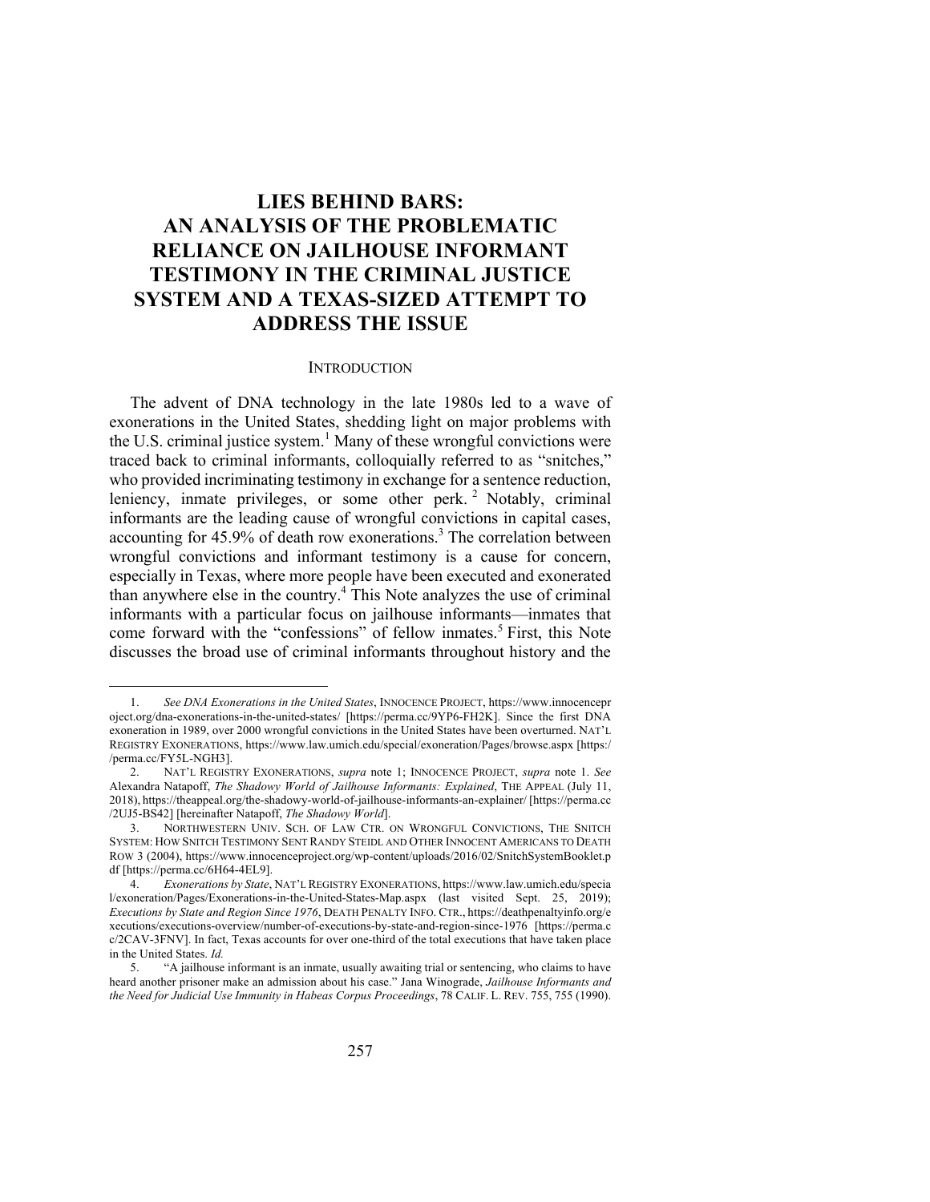# LIES BEHIND BARS: AN ANALYSIS OF THE PROBLEMATIC RELIANCE ON JAILHOUSE INFORMANT TESTIMONY IN THE CRIMINAL JUSTICE SYSTEM AND A TEXAS-SIZED ATTEMPT TO ADDRESS THE ISSUE

## INTRODUCTION

The advent of DNA technology in the late 1980s led to a wave of exonerations in the United States, shedding light on major problems with the U.S. criminal justice system.[1] Many of these wrongful convictions were traced back to criminal informants, colloquially referred to as "snitches," who provided incriminating testimony in exchange for a sentence reduction, leniency, inmate privileges, or some other perk.[2] Notably, criminal informants are the leading cause of wrongful convictions in capital cases, accounting for 45.9% of death row exonerations.[3] The correlation between wrongful convictions and informant testimony is a cause for concern, especially in Texas, where more people have been executed and exonerated than anywhere else in the country.[4] This Note analyzes the use of criminal informants with a particular focus on jailhouse informants—inmates that come forward with the "confessions" of fellow inmates.[5] First, this Note discusses the broad use of criminal informants throughout history and the

---

1. *See DNA Exonerations in the United States*, INNOCENCE PROJECT, https://www.innocenceproject.org/dna-exonerations-in-the-united-states/ [https://perma.cc/9YP6-FH2K]. Since the first DNA exoneration in 1989, over 2000 wrongful convictions in the United States have been overturned. NAT'L REGISTRY EXONERATIONS, https://www.law.umich.edu/special/exoneration/Pages/browse.aspx [https://perma.cc/FY5L-NGH3].

2. NAT'L REGISTRY EXONERATIONS, *supra* note 1; INNOCENCE PROJECT, *supra* note 1. *See* Alexandra Natapoff, *The Shadowy World of Jailhouse Informants: Explained*, THE APPEAL (July 11, 2018), https://theappeal.org/the-shadowy-world-of-jailhouse-informants-an-explainer/ [https://perma.cc/2UJ5-BS42] [hereinafter Natapoff, *The Shadowy World*].

3. NORTHWESTERN UNIV. SCH. OF LAW CTR. ON WRONGFUL CONVICTIONS, THE SNITCH SYSTEM: HOW SNITCH TESTIMONY SENT RANDY STEIDL AND OTHER INNOCENT AMERICANS TO DEATH ROW 3 (2004), https://www.innocenceproject.org/wp-content/uploads/2016/02/SnitchSystemBooklet.pdf [https://perma.cc/6H64-4EL9].

4. *Exonerations by State*, NAT'L REGISTRY EXONERATIONS, https://www.law.umich.edu/special/exoneration/Pages/Exonerations-in-the-United-States-Map.aspx (last visited Sept. 25, 2019); *Executions by State and Region Since 1976*, DEATH PENALTY INFO. CTR., https://deathpenaltyinfo.org/executions/executions-overview/number-of-executions-by-state-and-region-since-1976 [https://perma.cc/2CAV-3FNV]. In fact, Texas accounts for over one-third of the total executions that have taken place in the United States. *Id.*

5. "A jailhouse informant is an inmate, usually awaiting trial or sentencing, who claims to have heard another prisoner make an admission about his case." Jana Winograde, *Jailhouse Informants and the Need for Judicial Use Immunity in Habeas Corpus Proceedings*, 78 CALIF. L. REV. 755, 755 (1990).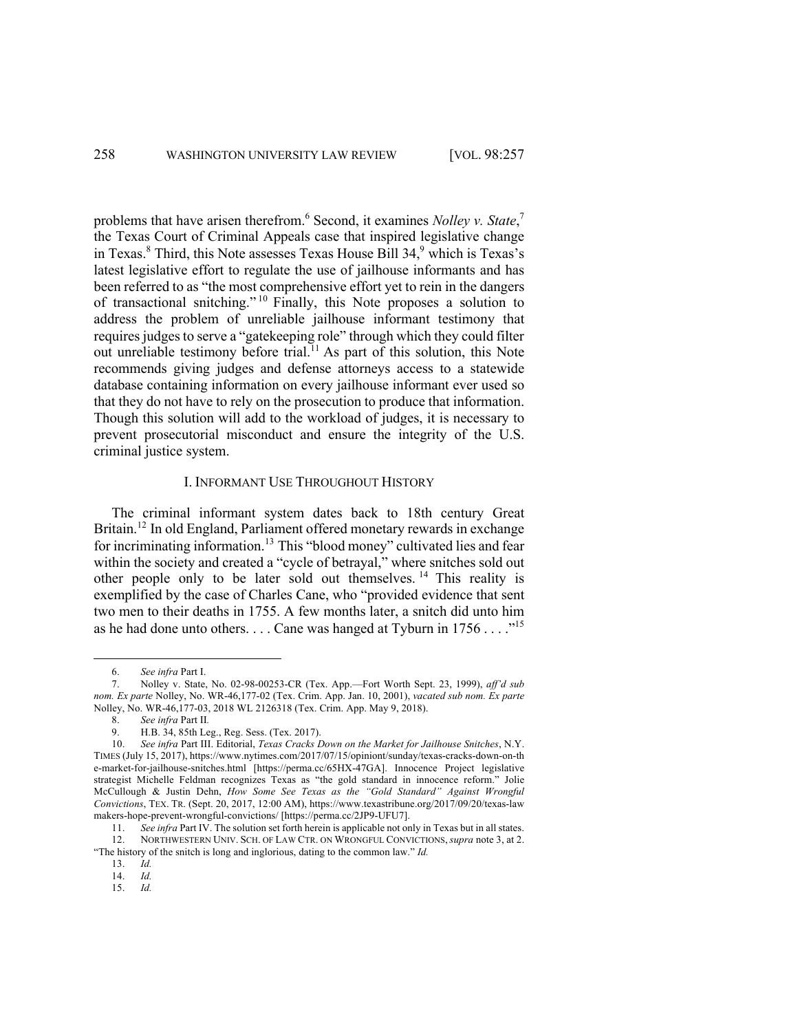problems that have arisen therefrom.[6] Second, it examines *Nolley v. State*,[7] the Texas Court of Criminal Appeals case that inspired legislative change in Texas.[8] Third, this Note assesses Texas House Bill 34,[9] which is Texas's latest legislative effort to regulate the use of jailhouse informants and has been referred to as "the most comprehensive effort yet to rein in the dangers of transactional snitching."[10] Finally, this Note proposes a solution to address the problem of unreliable jailhouse informant testimony that requires judges to serve a "gatekeeping role" through which they could filter out unreliable testimony before trial.[11] As part of this solution, this Note recommends giving judges and defense attorneys access to a statewide database containing information on every jailhouse informant ever used so that they do not have to rely on the prosecution to produce that information. Though this solution will add to the workload of judges, it is necessary to prevent prosecutorial misconduct and ensure the integrity of the U.S. criminal justice system.

## I. INFORMANT USE THROUGHOUT HISTORY

The criminal informant system dates back to 18th century Great Britain.[12] In old England, Parliament offered monetary rewards in exchange for incriminating information.[13] This "blood money" cultivated lies and fear within the society and created a "cycle of betrayal," where snitches sold out other people only to be later sold out themselves.[14] This reality is exemplified by the case of Charles Cane, who "provided evidence that sent two men to their deaths in 1755. A few months later, a snitch did unto him as he had done unto others. . . . Cane was hanged at Tyburn in 1756 . . . ."[15]

---

6. *See infra* Part I.

7. Nolley v. State, No. 02-98-00253-CR (Tex. App.—Fort Worth Sept. 23, 1999), *aff'd sub nom. Ex parte* Nolley, No. WR-46,177-02 (Tex. Crim. App. Jan. 10, 2001), *vacated sub nom. Ex parte* Nolley, No. WR-46,177-03, 2018 WL 2126318 (Tex. Crim. App. May 9, 2018).

8. *See infra* Part II.

9. H.B. 34, 85th Leg., Reg. Sess. (Tex. 2017).

10. *See infra* Part III. Editorial, *Texas Cracks Down on the Market for Jailhouse Snitches*, N.Y. TIMES (July 15, 2017), https://www.nytimes.com/2017/07/15/opinion/sunday/texas-cracks-down-on-the-market-for-jailhouse-snitches.html [https://perma.cc/65HX-47GA]. Innocence Project legislative strategist Michelle Feldman recognizes Texas as "the gold standard in innocence reform." Jolie McCullough & Justin Dehn, *How Some See Texas as the "Gold Standard" Against Wrongful Convictions*, TEX. TR. (Sept. 20, 2017, 12:00 AM), https://www.texastribune.org/2017/09/20/texas-lawmakers-hope-prevent-wrongful-convictions/ [https://perma.cc/2JP9-UFU7].

11. *See infra* Part IV. The solution set forth herein is applicable not only in Texas but in all states.

12. NORTHWESTERN UNIV. SCH. OF LAW CTR. ON WRONGFUL CONVICTIONS, *supra* note 3, at 2. "The history of the snitch is long and inglorious, dating to the common law." *Id.*

13. *Id.*

14. *Id.*

15. *Id.*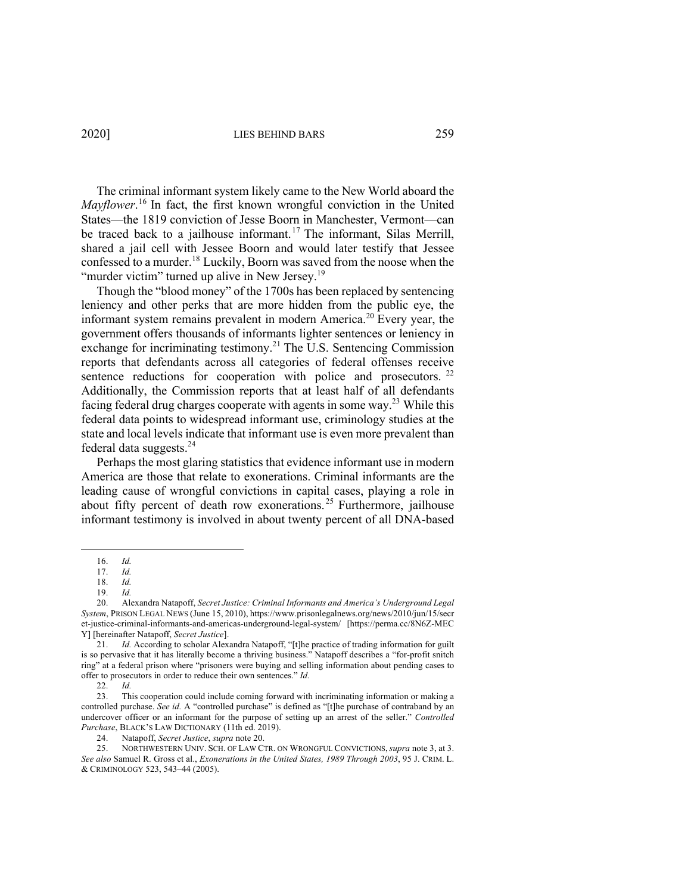The criminal informant system likely came to the New World aboard the *Mayflower*.[16] In fact, the first known wrongful conviction in the United States—the 1819 conviction of Jesse Boorn in Manchester, Vermont—can be traced back to a jailhouse informant.[17] The informant, Silas Merrill, shared a jail cell with Jessee Boorn and would later testify that Jessee confessed to a murder.[18] Luckily, Boorn was saved from the noose when the "murder victim" turned up alive in New Jersey.[19]

Though the "blood money" of the 1700s has been replaced by sentencing leniency and other perks that are more hidden from the public eye, the informant system remains prevalent in modern America.[20] Every year, the government offers thousands of informants lighter sentences or leniency in exchange for incriminating testimony.[21] The U.S. Sentencing Commission reports that defendants across all categories of federal offenses receive sentence reductions for cooperation with police and prosecutors.[22] Additionally, the Commission reports that at least half of all defendants facing federal drug charges cooperate with agents in some way.[23] While this federal data points to widespread informant use, criminology studies at the state and local levels indicate that informant use is even more prevalent than federal data suggests.[24]

Perhaps the most glaring statistics that evidence informant use in modern America are those that relate to exonerations. Criminal informants are the leading cause of wrongful convictions in capital cases, playing a role in about fifty percent of death row exonerations.[25] Furthermore, jailhouse informant testimony is involved in about twenty percent of all DNA-based

---

16. *Id.*

17. *Id.*

18. *Id.*

19. *Id.*

20. Alexandra Natapoff, *Secret Justice: Criminal Informants and America's Underground Legal System*, PRISON LEGAL NEWS (June 15, 2010), https://www.prisonlegalnews.org/news/2010/jun/15/secret-justice-criminal-informants-and-americas-underground-legal-system/ [https://perma.cc/8N6Z-MECY] [hereinafter Natapoff, *Secret Justice*].

21. *Id.* According to scholar Alexandra Natapoff, "[t]he practice of trading information for guilt is so pervasive that it has literally become a thriving business." Natapoff describes a "for-profit snitch ring" at a federal prison where "prisoners were buying and selling information about pending cases to offer to prosecutors in order to reduce their own sentences." *Id.*

22. *Id.*

23. This cooperation could include coming forward with incriminating information or making a controlled purchase. *See id.* A "controlled purchase" is defined as "[t]he purchase of contraband by an undercover officer or an informant for the purpose of setting up an arrest of the seller." *Controlled Purchase*, BLACK'S LAW DICTIONARY (11th ed. 2019).

24. Natapoff, *Secret Justice*, *supra* note 20.

25. NORTHWESTERN UNIV. SCH. OF LAW CTR. ON WRONGFUL CONVICTIONS, *supra* note 3, at 3. *See also* Samuel R. Gross et al., *Exonerations in the United States, 1989 Through 2003*, 95 J. CRIM. L. & CRIMINOLOGY 523, 543–44 (2005).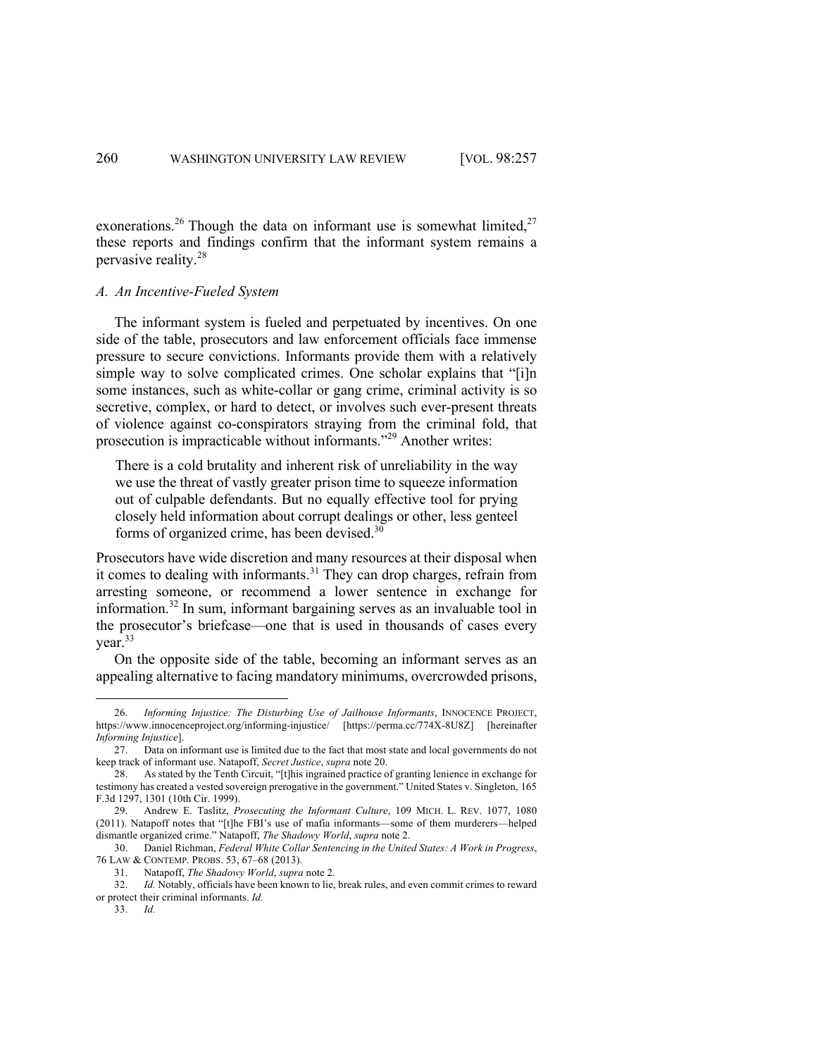exonerations.[26] Though the data on informant use is somewhat limited,[27] these reports and findings confirm that the informant system remains a pervasive reality.[28]

### *A. An Incentive-Fueled System*

The informant system is fueled and perpetuated by incentives. On one side of the table, prosecutors and law enforcement officials face immense pressure to secure convictions. Informants provide them with a relatively simple way to solve complicated crimes. One scholar explains that "[i]n some instances, such as white-collar or gang crime, criminal activity is so secretive, complex, or hard to detect, or involves such ever-present threats of violence against co-conspirators straying from the criminal fold, that prosecution is impracticable without informants."[29] Another writes:

> There is a cold brutality and inherent risk of unreliability in the way we use the threat of vastly greater prison time to squeeze information out of culpable defendants. But no equally effective tool for prying closely held information about corrupt dealings or other, less genteel forms of organized crime, has been devised.[30]

Prosecutors have wide discretion and many resources at their disposal when it comes to dealing with informants.[31] They can drop charges, refrain from arresting someone, or recommend a lower sentence in exchange for information.[32] In sum, informant bargaining serves as an invaluable tool in the prosecutor's briefcase—one that is used in thousands of cases every year.[33]

On the opposite side of the table, becoming an informant serves as an appealing alternative to facing mandatory minimums, overcrowded prisons,

---

26. *Informing Injustice: The Disturbing Use of Jailhouse Informants*, INNOCENCE PROJECT, https://www.innocenceproject.org/informing-injustice/ [https://perma.cc/774X-8U8Z] [hereinafter *Informing Injustice*].

27. Data on informant use is limited due to the fact that most state and local governments do not keep track of informant use. Natapoff, *Secret Justice*, *supra* note 20.

28. As stated by the Tenth Circuit, "[t]his ingrained practice of granting lenience in exchange for testimony has created a vested sovereign prerogative in the government." United States v. Singleton, 165 F.3d 1297, 1301 (10th Cir. 1999).

29. Andrew E. Taslitz, *Prosecuting the Informant Culture*, 109 MICH. L. REV. 1077, 1080 (2011). Natapoff notes that "[t]he FBI's use of mafia informants—some of them murderers—helped dismantle organized crime." Natapoff, *The Shadowy World*, *supra* note 2.

30. Daniel Richman, *Federal White Collar Sentencing in the United States: A Work in Progress*, 76 LAW & CONTEMP. PROBS. 53, 67–68 (2013).

31. Natapoff, *The Shadowy World*, *supra* note 2.

32. *Id.* Notably, officials have been known to lie, break rules, and even commit crimes to reward or protect their criminal informants. *Id.*

33. *Id.*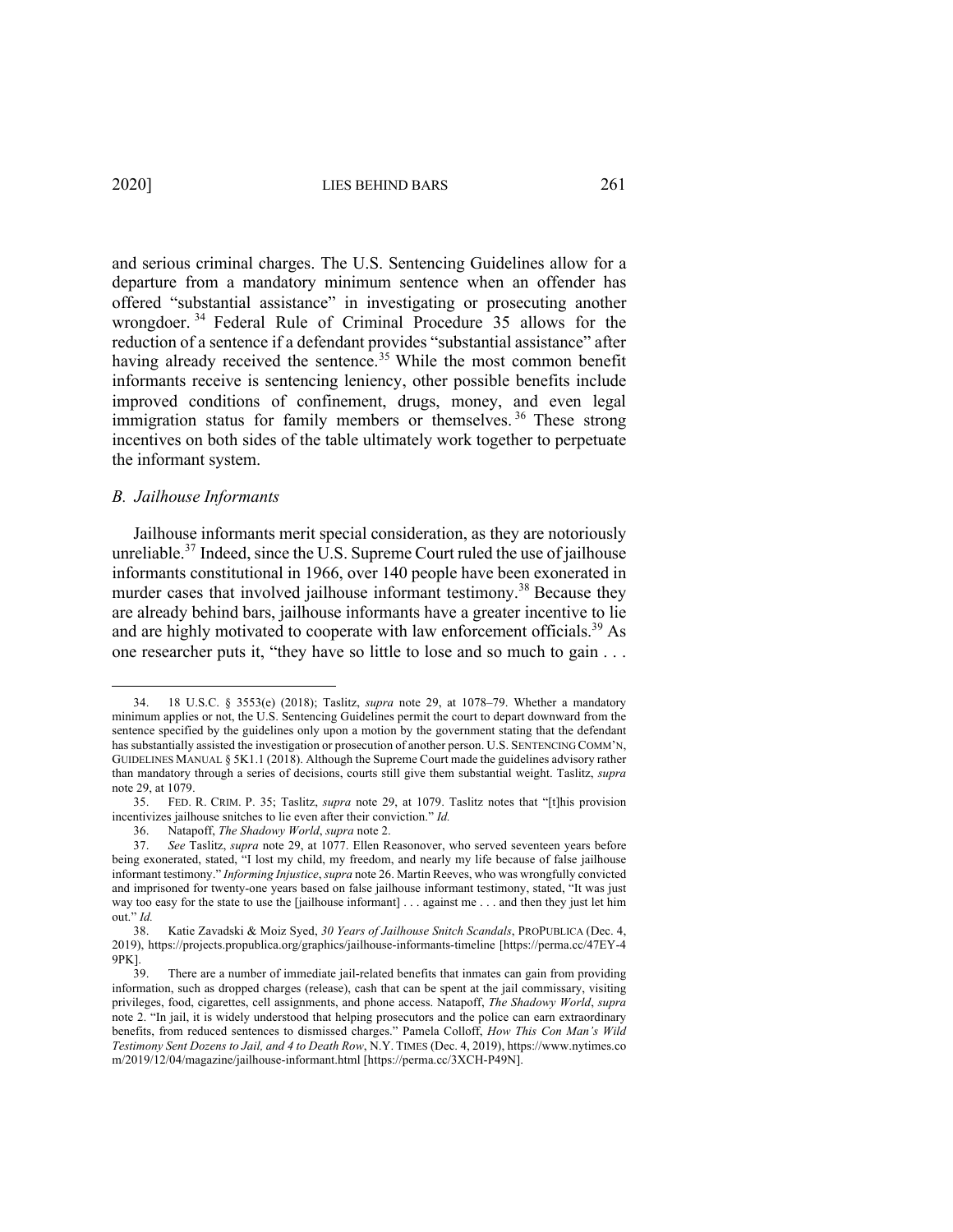and serious criminal charges. The U.S. Sentencing Guidelines allow for a departure from a mandatory minimum sentence when an offender has offered "substantial assistance" in investigating or prosecuting another wrongdoer.[34] Federal Rule of Criminal Procedure 35 allows for the reduction of a sentence if a defendant provides "substantial assistance" after having already received the sentence.[35] While the most common benefit informants receive is sentencing leniency, other possible benefits include improved conditions of confinement, drugs, money, and even legal immigration status for family members or themselves.[36] These strong incentives on both sides of the table ultimately work together to perpetuate the informant system.

### *B. Jailhouse Informants*

Jailhouse informants merit special consideration, as they are notoriously unreliable.[37] Indeed, since the U.S. Supreme Court ruled the use of jailhouse informants constitutional in 1966, over 140 people have been exonerated in murder cases that involved jailhouse informant testimony.[38] Because they are already behind bars, jailhouse informants have a greater incentive to lie and are highly motivated to cooperate with law enforcement officials.[39] As one researcher puts it, "they have so little to lose and so much to gain . . .

---

34. 18 U.S.C. § 3553(e) (2018); Taslitz, *supra* note 29, at 1078–79. Whether a mandatory minimum applies or not, the U.S. Sentencing Guidelines permit the court to depart downward from the sentence specified by the guidelines only upon a motion by the government stating that the defendant has substantially assisted the investigation or prosecution of another person. U.S. SENTENCING COMM'N, GUIDELINES MANUAL § 5K1.1 (2018). Although the Supreme Court made the guidelines advisory rather than mandatory through a series of decisions, courts still give them substantial weight. Taslitz, *supra* note 29, at 1079.

35. FED. R. CRIM. P. 35; Taslitz, *supra* note 29, at 1079. Taslitz notes that "[t]his provision incentivizes jailhouse snitches to lie even after their conviction." *Id.*

36. Natapoff, *The Shadowy World*, *supra* note 2.

37. *See* Taslitz, *supra* note 29, at 1077. Ellen Reasonover, who served seventeen years before being exonerated, stated, "I lost my child, my freedom, and nearly my life because of false jailhouse informant testimony." *Informing Injustice*, *supra* note 26. Martin Reeves, who was wrongfully convicted and imprisoned for twenty-one years based on false jailhouse informant testimony, stated, "It was just way too easy for the state to use the [jailhouse informant] . . . against me . . . and then they just let him out." *Id.*

38. Katie Zavadski & Moiz Syed, *30 Years of Jailhouse Snitch Scandals*, PROPUBLICA (Dec. 4, 2019), https://projects.propublica.org/graphics/jailhouse-informants-timeline [https://perma.cc/47EY-49PK].

39. There are a number of immediate jail-related benefits that inmates can gain from providing information, such as dropped charges (release), cash that can be spent at the jail commissary, visiting privileges, food, cigarettes, cell assignments, and phone access. Natapoff, *The Shadowy World*, *supra* note 2. "In jail, it is widely understood that helping prosecutors and the police can earn extraordinary benefits, from reduced sentences to dismissed charges." Pamela Colloff, *How This Con Man's Wild Testimony Sent Dozens to Jail, and 4 to Death Row*, N.Y. TIMES (Dec. 4, 2019), https://www.nytimes.com/2019/12/04/magazine/jailhouse-informant.html [https://perma.cc/3XCH-P49N].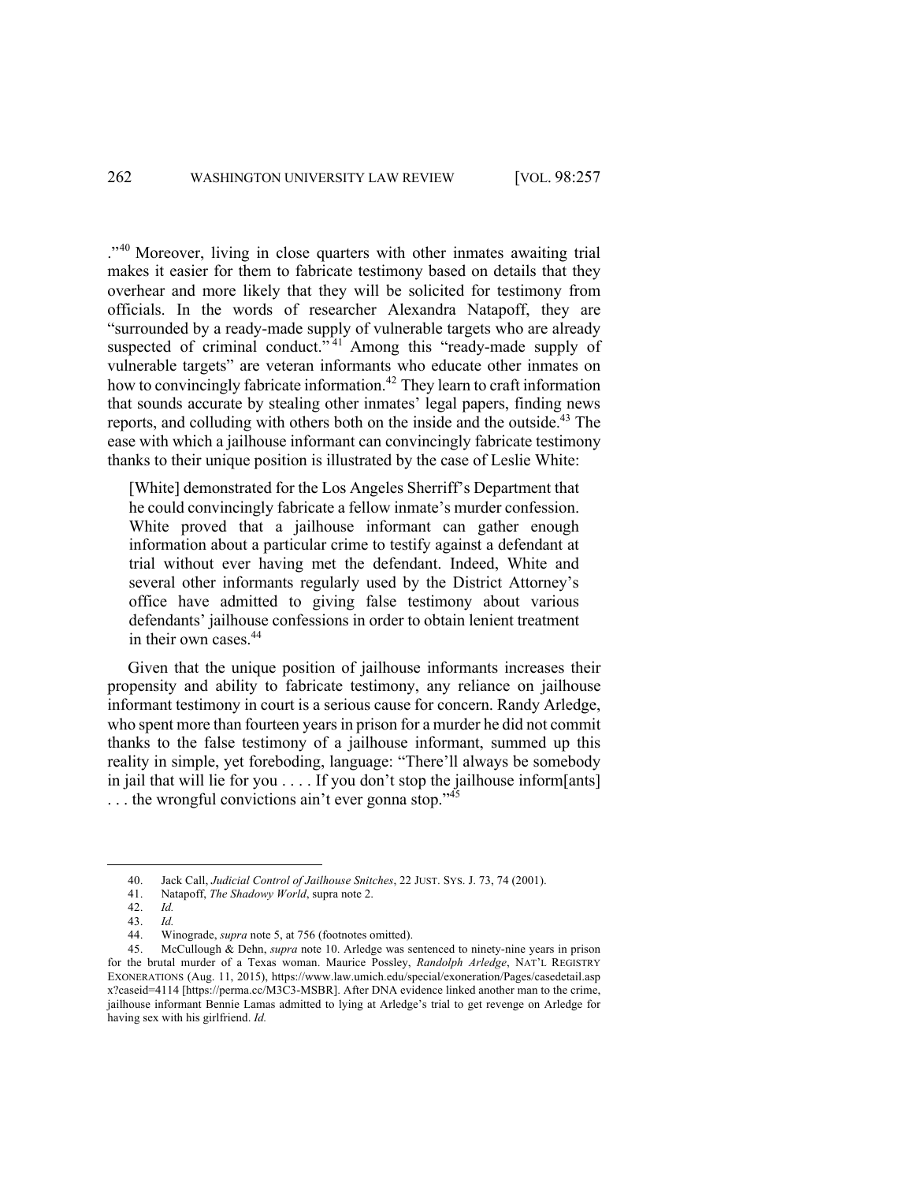."[40] Moreover, living in close quarters with other inmates awaiting trial makes it easier for them to fabricate testimony based on details that they overhear and more likely that they will be solicited for testimony from officials. In the words of researcher Alexandra Natapoff, they are "surrounded by a ready-made supply of vulnerable targets who are already suspected of criminal conduct."[41] Among this "ready-made supply of vulnerable targets" are veteran informants who educate other inmates on how to convincingly fabricate information.[42] They learn to craft information that sounds accurate by stealing other inmates' legal papers, finding news reports, and colluding with others both on the inside and the outside.[43] The ease with which a jailhouse informant can convincingly fabricate testimony thanks to their unique position is illustrated by the case of Leslie White:

> [White] demonstrated for the Los Angeles Sherriff's Department that he could convincingly fabricate a fellow inmate's murder confession. White proved that a jailhouse informant can gather enough information about a particular crime to testify against a defendant at trial without ever having met the defendant. Indeed, White and several other informants regularly used by the District Attorney's office have admitted to giving false testimony about various defendants' jailhouse confessions in order to obtain lenient treatment in their own cases.[44]

Given that the unique position of jailhouse informants increases their propensity and ability to fabricate testimony, any reliance on jailhouse informant testimony in court is a serious cause for concern. Randy Arledge, who spent more than fourteen years in prison for a murder he did not commit thanks to the false testimony of a jailhouse informant, summed up this reality in simple, yet foreboding, language: "There'll always be somebody in jail that will lie for you . . . . If you don't stop the jailhouse inform[ants] . . . the wrongful convictions ain't ever gonna stop."[45]

---

40. Jack Call, *Judicial Control of Jailhouse Snitches*, 22 JUST. SYS. J. 73, 74 (2001).

41. Natapoff, *The Shadowy World*, supra note 2.

42. *Id.*

43. *Id.*

44. Winograde, *supra* note 5, at 756 (footnotes omitted).

45. McCullough & Dehn, *supra* note 10. Arledge was sentenced to ninety-nine years in prison for the brutal murder of a Texas woman. Maurice Possley, *Randolph Arledge*, NAT'L REGISTRY EXONERATIONS (Aug. 11, 2015), https://www.law.umich.edu/special/exoneration/Pages/casedetail.aspx?caseid=4114 [https://perma.cc/M3C3-MSBR]. After DNA evidence linked another man to the crime, jailhouse informant Bennie Lamas admitted to lying at Arledge's trial to get revenge on Arledge for having sex with his girlfriend. *Id.*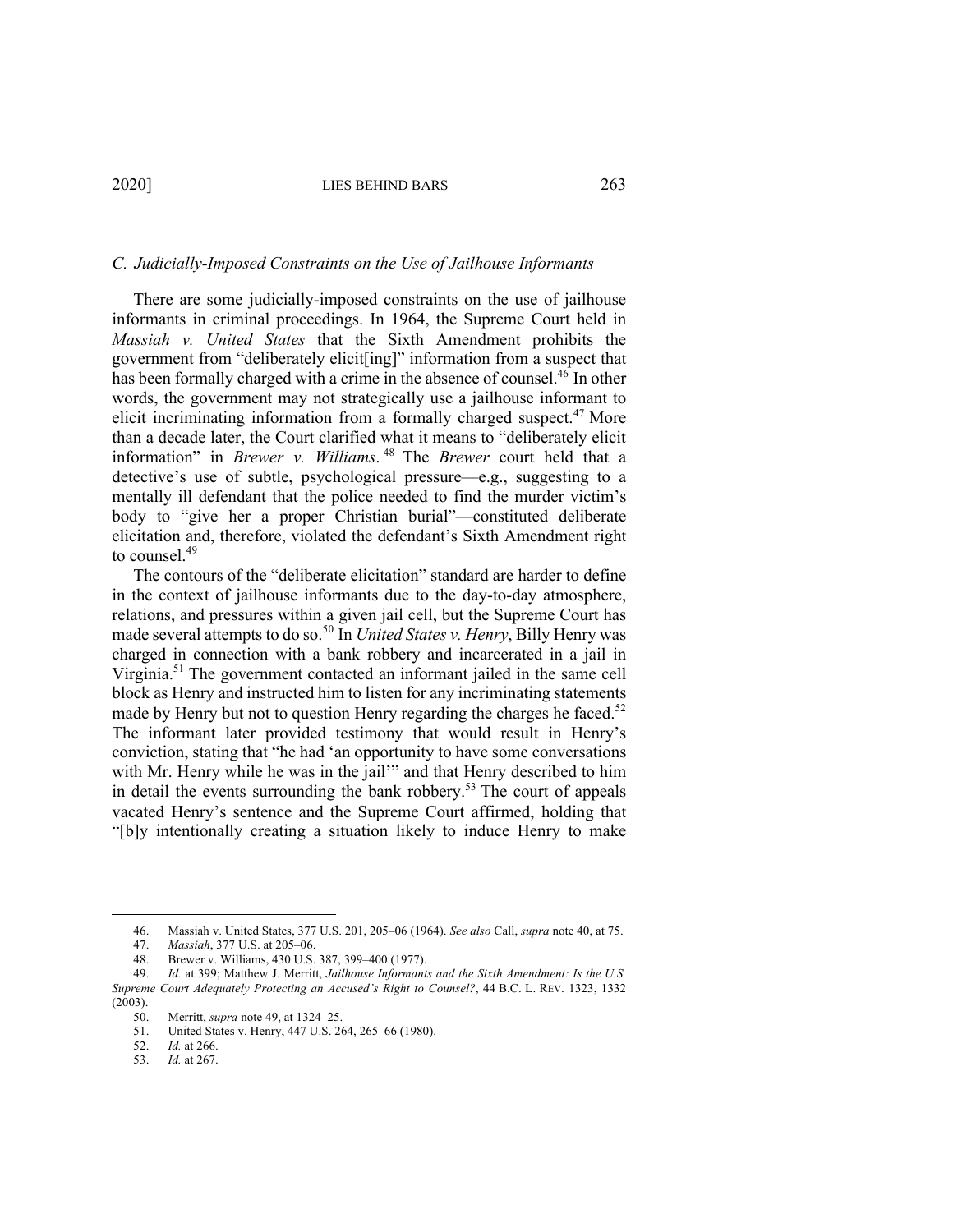### *C. Judicially-Imposed Constraints on the Use of Jailhouse Informants*

There are some judicially-imposed constraints on the use of jailhouse informants in criminal proceedings. In 1964, the Supreme Court held in *Massiah v. United States* that the Sixth Amendment prohibits the government from "deliberately elicit[ing]" information from a suspect that has been formally charged with a crime in the absence of counsel.[46] In other words, the government may not strategically use a jailhouse informant to elicit incriminating information from a formally charged suspect.[47] More than a decade later, the Court clarified what it means to "deliberately elicit information" in *Brewer v. Williams*.[48] The *Brewer* court held that a detective's use of subtle, psychological pressure—e.g., suggesting to a mentally ill defendant that the police needed to find the murder victim's body to "give her a proper Christian burial"—constituted deliberate elicitation and, therefore, violated the defendant's Sixth Amendment right to counsel.[49]

The contours of the "deliberate elicitation" standard are harder to define in the context of jailhouse informants due to the day-to-day atmosphere, relations, and pressures within a given jail cell, but the Supreme Court has made several attempts to do so.[50] In *United States v. Henry*, Billy Henry was charged in connection with a bank robbery and incarcerated in a jail in Virginia.[51] The government contacted an informant jailed in the same cell block as Henry and instructed him to listen for any incriminating statements made by Henry but not to question Henry regarding the charges he faced.[52] The informant later provided testimony that would result in Henry's conviction, stating that "he had 'an opportunity to have some conversations with Mr. Henry while he was in the jail'" and that Henry described to him in detail the events surrounding the bank robbery.[53] The court of appeals vacated Henry's sentence and the Supreme Court affirmed, holding that "[b]y intentionally creating a situation likely to induce Henry to make

---

46. Massiah v. United States, 377 U.S. 201, 205–06 (1964). *See also* Call, *supra* note 40, at 75.

47. *Massiah*, 377 U.S. at 205–06.

48. Brewer v. Williams, 430 U.S. 387, 399–400 (1977).

49. *Id.* at 399; Matthew J. Merritt, *Jailhouse Informants and the Sixth Amendment: Is the U.S. Supreme Court Adequately Protecting an Accused's Right to Counsel?*, 44 B.C. L. REV. 1323, 1332 (2003).

50. Merritt, *supra* note 49, at 1324–25.

51. United States v. Henry, 447 U.S. 264, 265–66 (1980).

52. *Id.* at 266.

53. *Id.* at 267.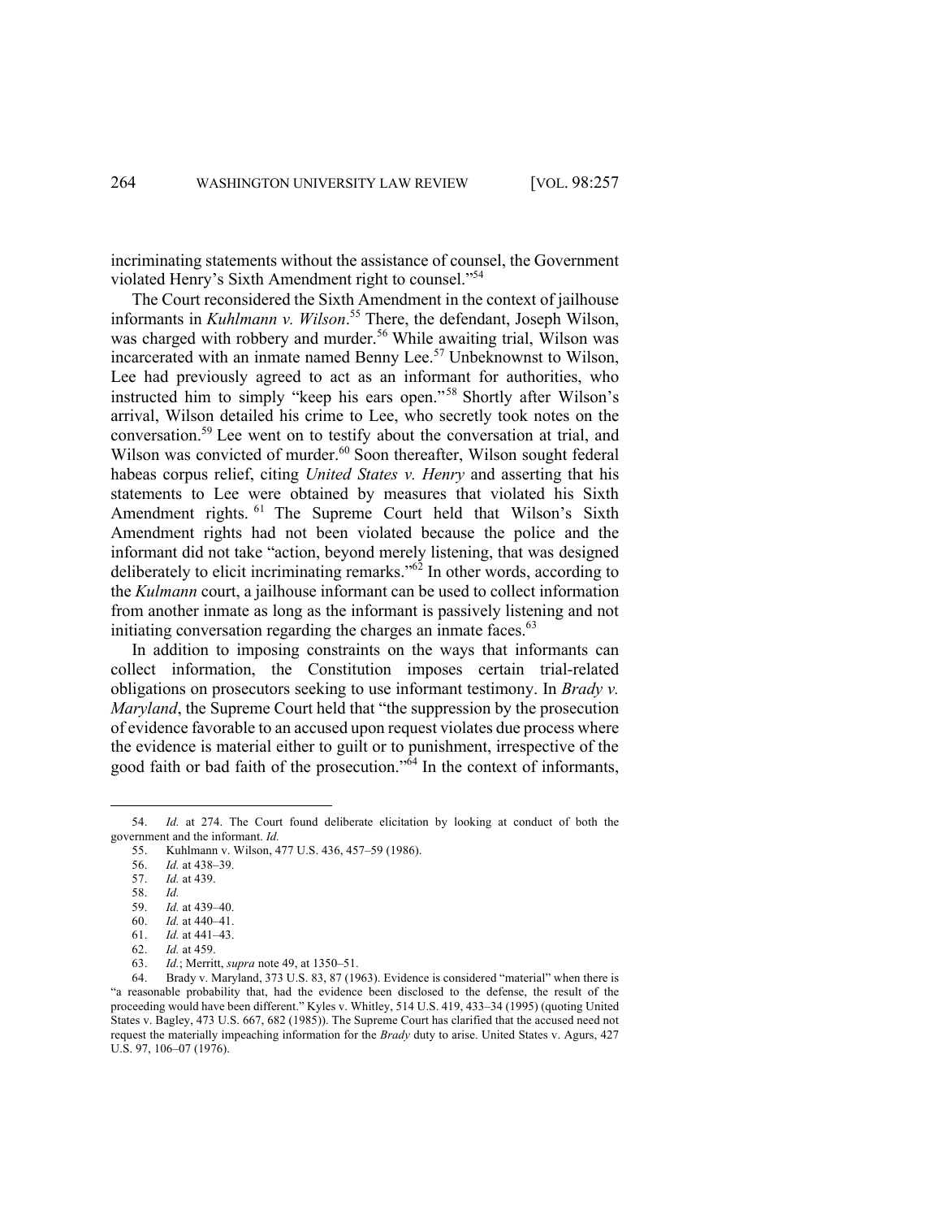incriminating statements without the assistance of counsel, the Government violated Henry's Sixth Amendment right to counsel."[54]

The Court reconsidered the Sixth Amendment in the context of jailhouse informants in *Kuhlmann v. Wilson*.[55] There, the defendant, Joseph Wilson, was charged with robbery and murder.[56] While awaiting trial, Wilson was incarcerated with an inmate named Benny Lee.[57] Unbeknownst to Wilson, Lee had previously agreed to act as an informant for authorities, who instructed him to simply "keep his ears open."[58] Shortly after Wilson's arrival, Wilson detailed his crime to Lee, who secretly took notes on the conversation.[59] Lee went on to testify about the conversation at trial, and Wilson was convicted of murder.[60] Soon thereafter, Wilson sought federal habeas corpus relief, citing *United States v. Henry* and asserting that his statements to Lee were obtained by measures that violated his Sixth Amendment rights.[61] The Supreme Court held that Wilson's Sixth Amendment rights had not been violated because the police and the informant did not take "action, beyond merely listening, that was designed deliberately to elicit incriminating remarks."[62] In other words, according to the *Kulmann* court, a jailhouse informant can be used to collect information from another inmate as long as the informant is passively listening and not initiating conversation regarding the charges an inmate faces.[63]

In addition to imposing constraints on the ways that informants can collect information, the Constitution imposes certain trial-related obligations on prosecutors seeking to use informant testimony. In *Brady v. Maryland*, the Supreme Court held that "the suppression by the prosecution of evidence favorable to an accused upon request violates due process where the evidence is material either to guilt or to punishment, irrespective of the good faith or bad faith of the prosecution."[64] In the context of informants,

54. *Id.* at 274. The Court found deliberate elicitation by looking at conduct of both the government and the informant. *Id.*

55. Kuhlmann v. Wilson, 477 U.S. 436, 457–59 (1986).

56. *Id.* at 438–39.

57. *Id.* at 439.

58. *Id.*

59. *Id.* at 439–40.

60. *Id.* at 440–41.

61. *Id.* at 441–43.

62. *Id.* at 459.

63. *Id.*; Merritt, *supra* note 49, at 1350–51.

64. Brady v. Maryland, 373 U.S. 83, 87 (1963). Evidence is considered "material" when there is "a reasonable probability that, had the evidence been disclosed to the defense, the result of the proceeding would have been different." Kyles v. Whitley, 514 U.S. 419, 433–34 (1995) (quoting United States v. Bagley, 473 U.S. 667, 682 (1985)). The Supreme Court has clarified that the accused need not request the materially impeaching information for the *Brady* duty to arise. United States v. Agurs, 427 U.S. 97, 106–07 (1976).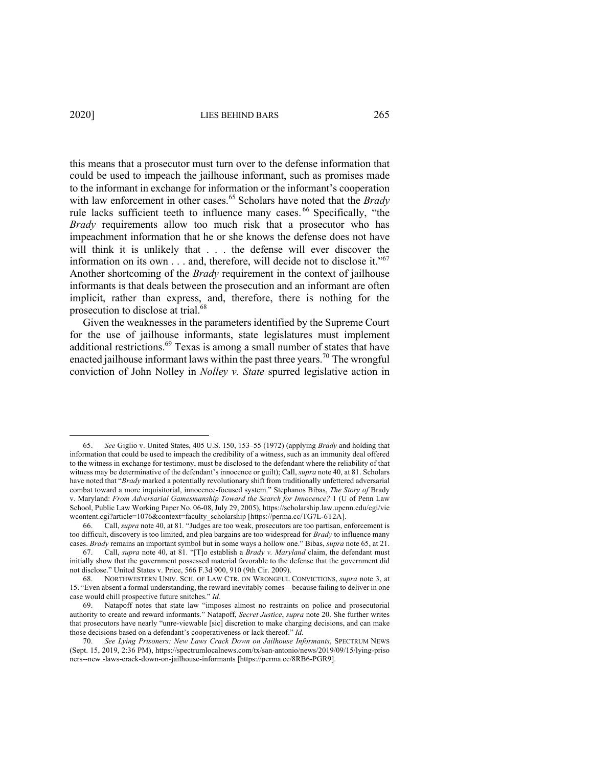this means that a prosecutor must turn over to the defense information that could be used to impeach the jailhouse informant, such as promises made to the informant in exchange for information or the informant's cooperation with law enforcement in other cases.[65] Scholars have noted that the *Brady* rule lacks sufficient teeth to influence many cases.[66] Specifically, "the *Brady* requirements allow too much risk that a prosecutor who has impeachment information that he or she knows the defense does not have will think it is unlikely that . . . the defense will ever discover the information on its own . . . and, therefore, will decide not to disclose it."[67] Another shortcoming of the *Brady* requirement in the context of jailhouse informants is that deals between the prosecution and an informant are often implicit, rather than express, and, therefore, there is nothing for the prosecution to disclose at trial.[68]

Given the weaknesses in the parameters identified by the Supreme Court for the use of jailhouse informants, state legislatures must implement additional restrictions.[69] Texas is among a small number of states that have enacted jailhouse informant laws within the past three years.[70] The wrongful conviction of John Nolley in *Nolley v. State* spurred legislative action in

---

65. *See* Giglio v. United States, 405 U.S. 150, 153–55 (1972) (applying *Brady* and holding that information that could be used to impeach the credibility of a witness, such as an immunity deal offered to the witness in exchange for testimony, must be disclosed to the defendant where the reliability of that witness may be determinative of the defendant's innocence or guilt); Call, *supra* note 40, at 81. Scholars have noted that "*Brady* marked a potentially revolutionary shift from traditionally unfettered adversarial combat toward a more inquisitorial, innocence-focused system." Stephanos Bibas, *The Story of* Brady v. Maryland: *From Adversarial Gamesmanship Toward the Search for Innocence?* 1 (U of Penn Law School, Public Law Working Paper No. 06-08, July 29, 2005), https://scholarship.law.upenn.edu/cgi/viewcontent.cgi?article=1076&context=faculty_scholarship [https://perma.cc/TG7L-6T2A].

66. Call, *supra* note 40, at 81. "Judges are too weak, prosecutors are too partisan, enforcement is too difficult, discovery is too limited, and plea bargains are too widespread for *Brady* to influence many cases. *Brady* remains an important symbol but in some ways a hollow one." Bibas, *supra* note 65, at 21.

67. Call, *supra* note 40, at 81. "[T]o establish a *Brady v. Maryland* claim, the defendant must initially show that the government possessed material favorable to the defense that the government did not disclose." United States v. Price, 566 F.3d 900, 910 (9th Cir. 2009).

68. NORTHWESTERN UNIV. SCH. OF LAW CTR. ON WRONGFUL CONVICTIONS, *supra* note 3, at 15. "Even absent a formal understanding, the reward inevitably comes—because failing to deliver in one case would chill prospective future snitches." *Id.*

69. Natapoff notes that state law "imposes almost no restraints on police and prosecutorial authority to create and reward informants." Natapoff, *Secret Justice*, *supra* note 20. She further writes that prosecutors have nearly "unre-viewable [sic] discretion to make charging decisions, and can make those decisions based on a defendant's cooperativeness or lack thereof." *Id.*

70. *See Lying Prisoners: New Laws Crack Down on Jailhouse Informants*, SPECTRUM NEWS (Sept. 15, 2019, 2:36 PM), https://spectrumlocalnews.com/tx/san-antonio/news/2019/09/15/lying-prisoners--new -laws-crack-down-on-jailhouse-informants [https://perma.cc/8RB6-PGR9].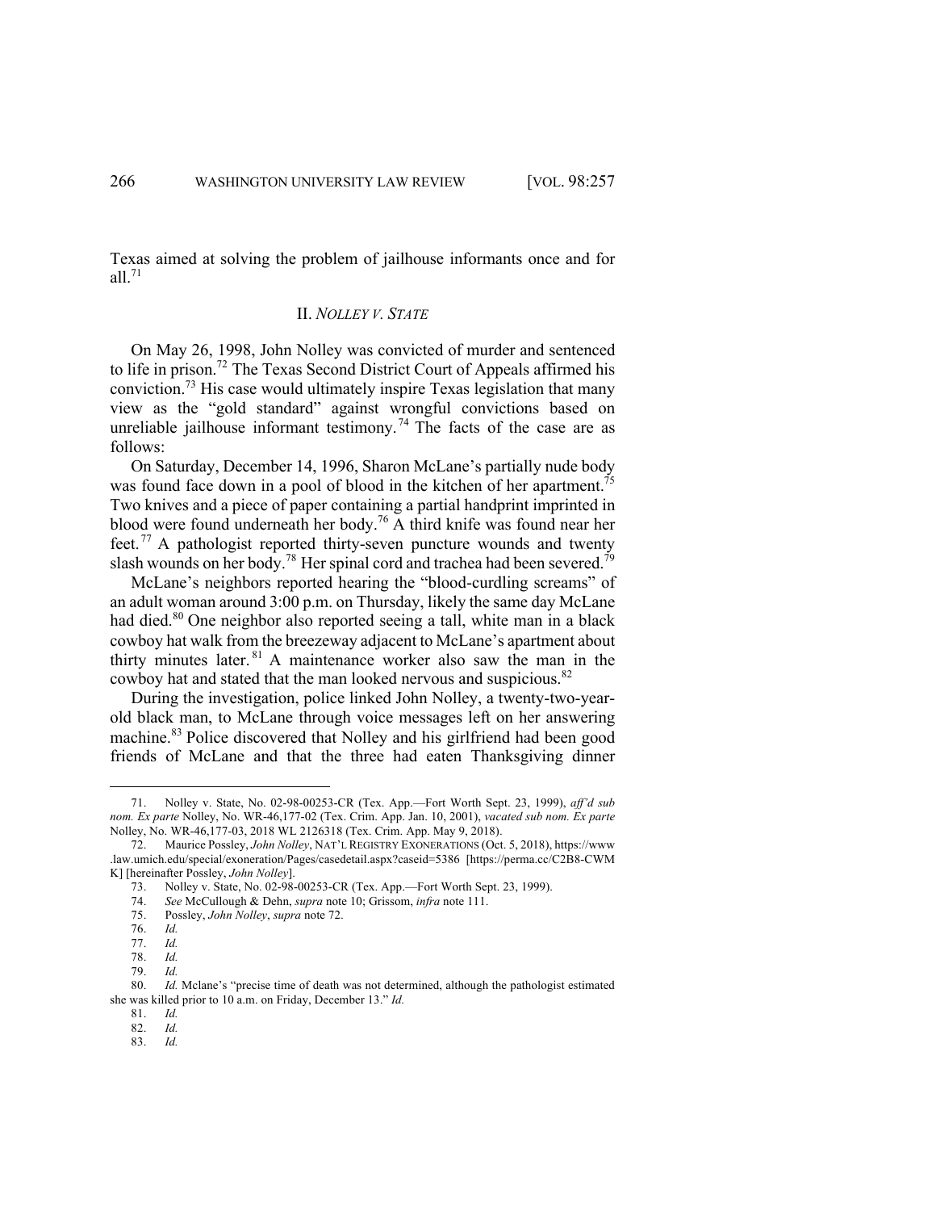Texas aimed at solving the problem of jailhouse informants once and for all.[71]

## II. *NOLLEY V. STATE*

On May 26, 1998, John Nolley was convicted of murder and sentenced to life in prison.[72] The Texas Second District Court of Appeals affirmed his conviction.[73] His case would ultimately inspire Texas legislation that many view as the "gold standard" against wrongful convictions based on unreliable jailhouse informant testimony.[74] The facts of the case are as follows:

On Saturday, December 14, 1996, Sharon McLane's partially nude body was found face down in a pool of blood in the kitchen of her apartment.[75] Two knives and a piece of paper containing a partial handprint imprinted in blood were found underneath her body.[76] A third knife was found near her feet.[77] A pathologist reported thirty-seven puncture wounds and twenty slash wounds on her body.[78] Her spinal cord and trachea had been severed.[79]

McLane's neighbors reported hearing the "blood-curdling screams" of an adult woman around 3:00 p.m. on Thursday, likely the same day McLane had died.[80] One neighbor also reported seeing a tall, white man in a black cowboy hat walk from the breezeway adjacent to McLane's apartment about thirty minutes later.[81] A maintenance worker also saw the man in the cowboy hat and stated that the man looked nervous and suspicious.[82]

During the investigation, police linked John Nolley, a twenty-two-year-old black man, to McLane through voice messages left on her answering machine.[83] Police discovered that Nolley and his girlfriend had been good friends of McLane and that the three had eaten Thanksgiving dinner

---

71. Nolley v. State, No. 02-98-00253-CR (Tex. App.—Fort Worth Sept. 23, 1999), *aff'd sub nom. Ex parte* Nolley, No. WR-46,177-02 (Tex. Crim. App. Jan. 10, 2001), *vacated sub nom. Ex parte* Nolley, No. WR-46,177-03, 2018 WL 2126318 (Tex. Crim. App. May 9, 2018).

72. Maurice Possley, *John Nolley*, NAT'L REGISTRY EXONERATIONS (Oct. 5, 2018), https://www.law.umich.edu/special/exoneration/Pages/casedetail.aspx?caseid=5386 [https://perma.cc/C2B8-CWMK] [hereinafter Possley, *John Nolley*].

73. Nolley v. State, No. 02-98-00253-CR (Tex. App.—Fort Worth Sept. 23, 1999).

74. *See* McCullough & Dehn, *supra* note 10; Grissom, *infra* note 111.

75. Possley, *John Nolley*, *supra* note 72.

76. *Id.*

77. *Id.*

78. *Id.*

79. *Id.*

80. *Id.* Mclane's "precise time of death was not determined, although the pathologist estimated she was killed prior to 10 a.m. on Friday, December 13." *Id.*

81. *Id.*

82. *Id.*

83. *Id.*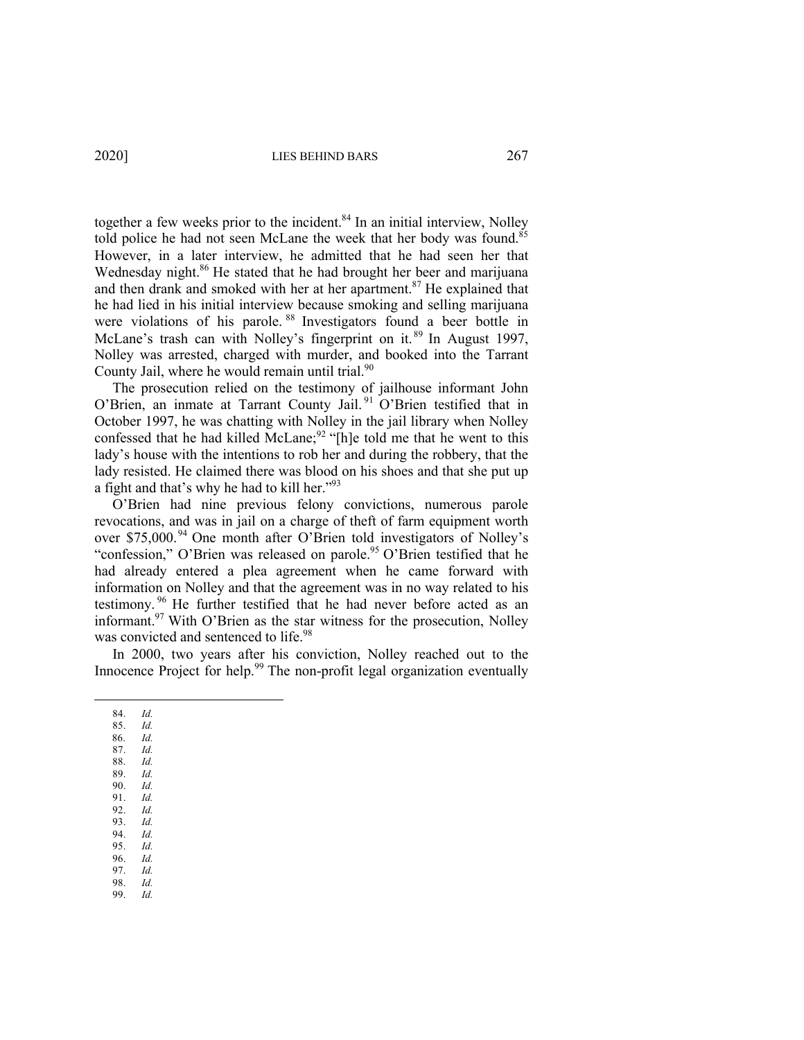together a few weeks prior to the incident.[84] In an initial interview, Nolley told police he had not seen McLane the week that her body was found.[85] However, in a later interview, he admitted that he had seen her that Wednesday night.[86] He stated that he had brought her beer and marijuana and then drank and smoked with her at her apartment.[87] He explained that he had lied in his initial interview because smoking and selling marijuana were violations of his parole.[88] Investigators found a beer bottle in McLane's trash can with Nolley's fingerprint on it.[89] In August 1997, Nolley was arrested, charged with murder, and booked into the Tarrant County Jail, where he would remain until trial.[90]

The prosecution relied on the testimony of jailhouse informant John O'Brien, an inmate at Tarrant County Jail.[91] O'Brien testified that in October 1997, he was chatting with Nolley in the jail library when Nolley confessed that he had killed McLane;[92] "[h]e told me that he went to this lady's house with the intentions to rob her and during the robbery, that the lady resisted. He claimed there was blood on his shoes and that she put up a fight and that's why he had to kill her."[93]

O'Brien had nine previous felony convictions, numerous parole revocations, and was in jail on a charge of theft of farm equipment worth over $75,000.[94] One month after O'Brien told investigators of Nolley's "confession," O'Brien was released on parole.[95] O'Brien testified that he had already entered a plea agreement when he came forward with information on Nolley and that the agreement was in no way related to his testimony.[96] He further testified that he had never before acted as an informant.[97] With O'Brien as the star witness for the prosecution, Nolley was convicted and sentenced to life.[98]

In 2000, two years after his conviction, Nolley reached out to the Innocence Project for help.[99] The non-profit legal organization eventually

---

84. *Id.*
85. *Id.*
86. *Id.*
87. *Id.*
88. *Id.*
89. *Id.*
90. *Id.*
91. *Id.*
92. *Id.*
93. *Id.*
94. *Id.*
95. *Id.*
96. *Id.*
97. *Id.*
98. *Id.*
99. *Id.*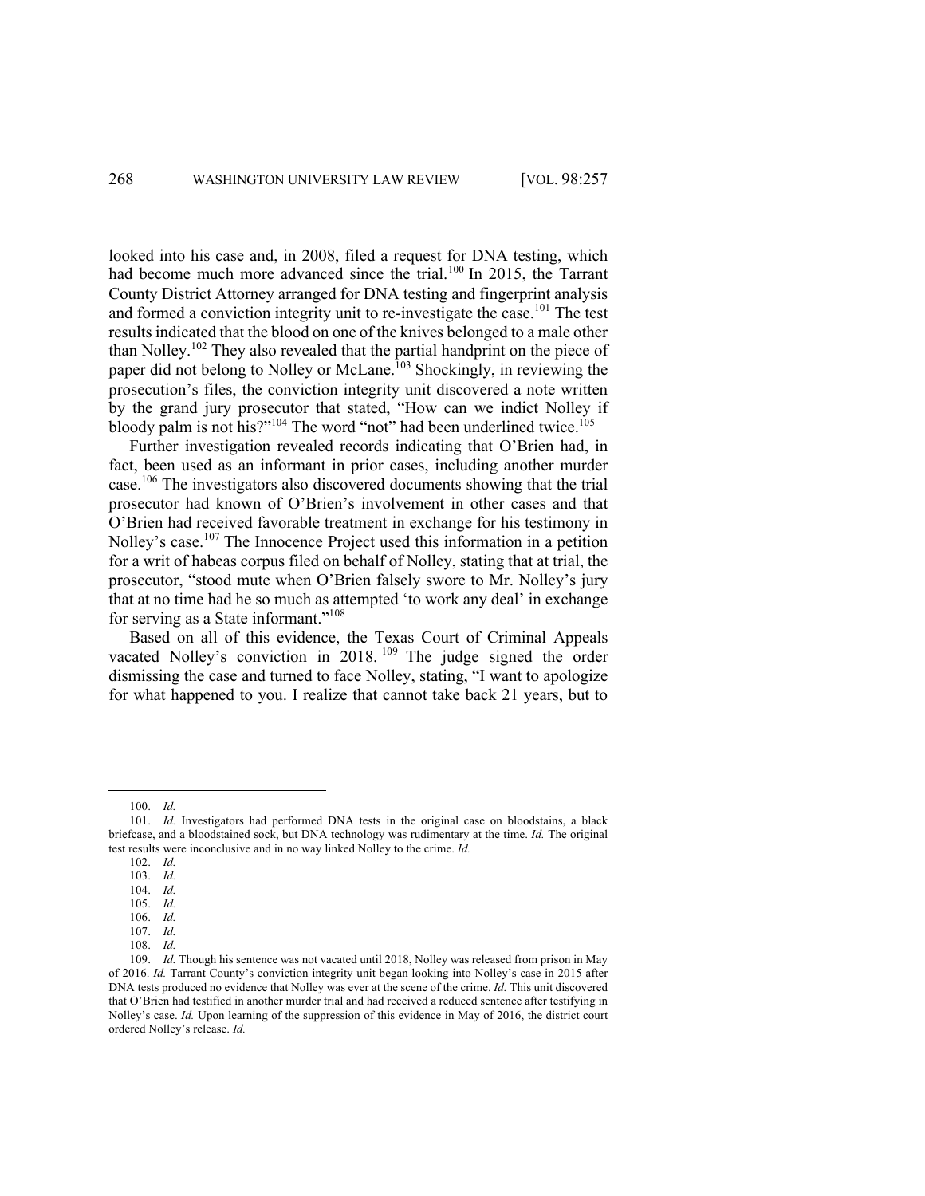looked into his case and, in 2008, filed a request for DNA testing, which had become much more advanced since the trial.[100] In 2015, the Tarrant County District Attorney arranged for DNA testing and fingerprint analysis and formed a conviction integrity unit to re-investigate the case.[101] The test results indicated that the blood on one of the knives belonged to a male other than Nolley.[102] They also revealed that the partial handprint on the piece of paper did not belong to Nolley or McLane.[103] Shockingly, in reviewing the prosecution's files, the conviction integrity unit discovered a note written by the grand jury prosecutor that stated, "How can we indict Nolley if bloody palm is not his?"[104] The word "not" had been underlined twice.[105]

Further investigation revealed records indicating that O'Brien had, in fact, been used as an informant in prior cases, including another murder case.[106] The investigators also discovered documents showing that the trial prosecutor had known of O'Brien's involvement in other cases and that O'Brien had received favorable treatment in exchange for his testimony in Nolley's case.[107] The Innocence Project used this information in a petition for a writ of habeas corpus filed on behalf of Nolley, stating that at trial, the prosecutor, "stood mute when O'Brien falsely swore to Mr. Nolley's jury that at no time had he so much as attempted 'to work any deal' in exchange for serving as a State informant."[108]

Based on all of this evidence, the Texas Court of Criminal Appeals vacated Nolley's conviction in 2018.[109] The judge signed the order dismissing the case and turned to face Nolley, stating, "I want to apologize for what happened to you. I realize that cannot take back 21 years, but to

---

100. *Id.*

101. *Id.* Investigators had performed DNA tests in the original case on bloodstains, a black briefcase, and a bloodstained sock, but DNA technology was rudimentary at the time. *Id.* The original test results were inconclusive and in no way linked Nolley to the crime. *Id.*

102. *Id.*

103. *Id.*

104. *Id.*

105. *Id.*

106. *Id.*

107. *Id.*

108. *Id.*

109. *Id.* Though his sentence was not vacated until 2018, Nolley was released from prison in May of 2016. *Id.* Tarrant County's conviction integrity unit began looking into Nolley's case in 2015 after DNA tests produced no evidence that Nolley was ever at the scene of the crime. *Id.* This unit discovered that O'Brien had testified in another murder trial and had received a reduced sentence after testifying in Nolley's case. *Id.* Upon learning of the suppression of this evidence in May of 2016, the district court ordered Nolley's release. *Id.*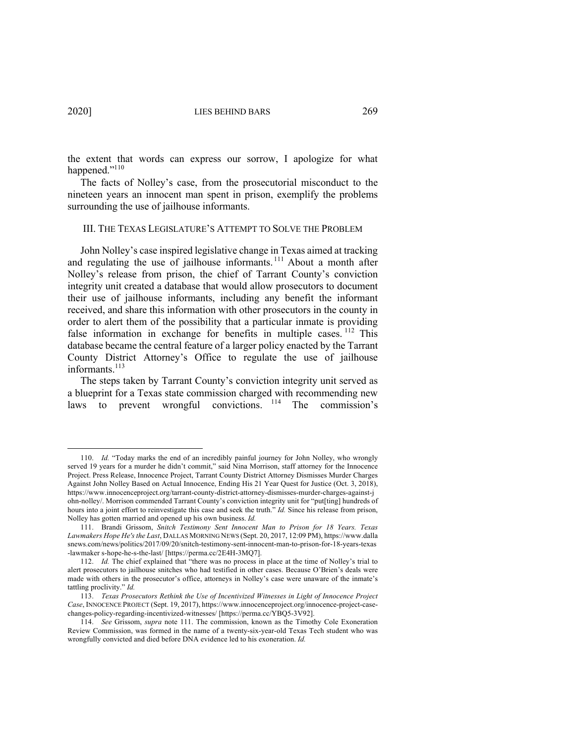the extent that words can express our sorrow, I apologize for what happened."[110]

The facts of Nolley's case, from the prosecutorial misconduct to the nineteen years an innocent man spent in prison, exemplify the problems surrounding the use of jailhouse informants.

## III. THE TEXAS LEGISLATURE'S ATTEMPT TO SOLVE THE PROBLEM

John Nolley's case inspired legislative change in Texas aimed at tracking and regulating the use of jailhouse informants.[111] About a month after Nolley's release from prison, the chief of Tarrant County's conviction integrity unit created a database that would allow prosecutors to document their use of jailhouse informants, including any benefit the informant received, and share this information with other prosecutors in the county in order to alert them of the possibility that a particular inmate is providing false information in exchange for benefits in multiple cases.[112] This database became the central feature of a larger policy enacted by the Tarrant County District Attorney's Office to regulate the use of jailhouse informants.[113]

The steps taken by Tarrant County's conviction integrity unit served as a blueprint for a Texas state commission charged with recommending new laws to prevent wrongful convictions.[114] The commission's

---

110. *Id.* "Today marks the end of an incredibly painful journey for John Nolley, who wrongly served 19 years for a murder he didn't commit," said Nina Morrison, staff attorney for the Innocence Project. Press Release, Innocence Project, Tarrant County District Attorney Dismisses Murder Charges Against John Nolley Based on Actual Innocence, Ending His 21 Year Quest for Justice (Oct. 3, 2018), https://www.innocenceproject.org/tarrant-county-district-attorney-dismisses-murder-charges-against-john-nolley/. Morrison commended Tarrant County's conviction integrity unit for "put[ting] hundreds of hours into a joint effort to reinvestigate this case and seek the truth." *Id.* Since his release from prison, Nolley has gotten married and opened up his own business. *Id.*

111. Brandi Grissom, *Snitch Testimony Sent Innocent Man to Prison for 18 Years. Texas Lawmakers Hope He's the Last*, DALLAS MORNING NEWS (Sept. 20, 2017, 12:09 PM), https://www.dallasnews.com/news/politics/2017/09/20/snitch-testimony-sent-innocent-man-to-prison-for-18-years-texas-lawmaker s-hope-he-s-the-last/ [https://perma.cc/2E4H-3MQ7].

112. *Id.* The chief explained that "there was no process in place at the time of Nolley's trial to alert prosecutors to jailhouse snitches who had testified in other cases. Because O'Brien's deals were made with others in the prosecutor's office, attorneys in Nolley's case were unaware of the inmate's tattling proclivity." *Id.*

113. *Texas Prosecutors Rethink the Use of Incentivized Witnesses in Light of Innocence Project Case*, INNOCENCE PROJECT (Sept. 19, 2017), https://www.innocenceproject.org/innocence-project-case-changes-policy-regarding-incentivized-witnesses/ [https://perma.cc/YBQ5-3V92].

114. *See* Grissom, *supra* note 111. The commission, known as the Timothy Cole Exoneration Review Commission, was formed in the name of a twenty-six-year-old Texas Tech student who was wrongfully convicted and died before DNA evidence led to his exoneration. *Id.*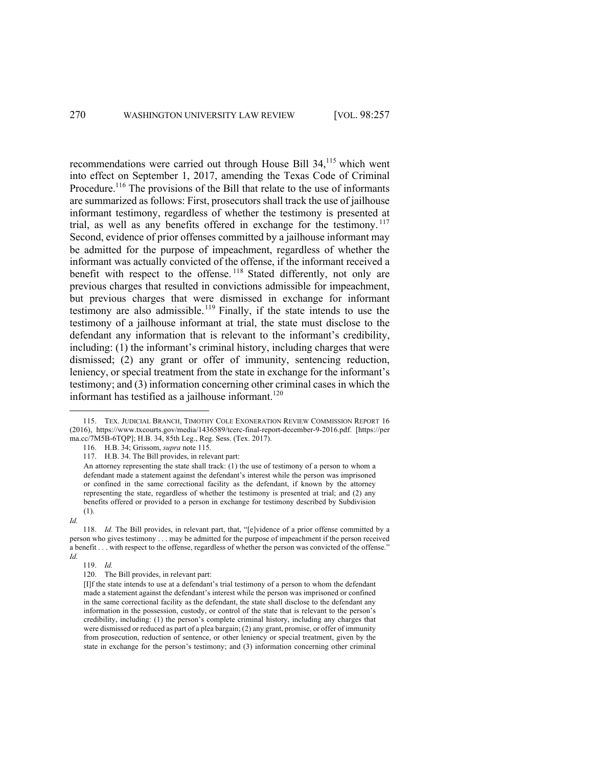recommendations were carried out through House Bill 34,[115] which went into effect on September 1, 2017, amending the Texas Code of Criminal Procedure.[116] The provisions of the Bill that relate to the use of informants are summarized as follows: First, prosecutors shall track the use of jailhouse informant testimony, regardless of whether the testimony is presented at trial, as well as any benefits offered in exchange for the testimony.[117] Second, evidence of prior offenses committed by a jailhouse informant may be admitted for the purpose of impeachment, regardless of whether the informant was actually convicted of the offense, if the informant received a benefit with respect to the offense.[118] Stated differently, not only are previous charges that resulted in convictions admissible for impeachment, but previous charges that were dismissed in exchange for informant testimony are also admissible.[119] Finally, if the state intends to use the testimony of a jailhouse informant at trial, the state must disclose to the defendant any information that is relevant to the informant's credibility, including: (1) the informant's criminal history, including charges that were dismissed; (2) any grant or offer of immunity, sentencing reduction, leniency, or special treatment from the state in exchange for the informant's testimony; and (3) information concerning other criminal cases in which the informant has testified as a jailhouse informant.[120]

---

115. TEX. JUDICIAL BRANCH, TIMOTHY COLE EXONERATION REVIEW COMMISSION REPORT 16 (2016), https://www.txcourts.gov/media/1436589/tcerc-final-report-december-9-2016.pdf. [https://perma.cc/7M5B-6TQP]; H.B. 34, 85th Leg., Reg. Sess. (Tex. 2017).

116. H.B. 34; Grissom, *supra* note 115.

117. H.B. 34. The Bill provides, in relevant part:

> An attorney representing the state shall track: (1) the use of testimony of a person to whom a defendant made a statement against the defendant's interest while the person was imprisoned or confined in the same correctional facility as the defendant, if known by the attorney representing the state, regardless of whether the testimony is presented at trial; and (2) any benefits offered or provided to a person in exchange for testimony described by Subdivision (1).

*Id.*

118. *Id.* The Bill provides, in relevant part, that, "[e]vidence of a prior offense committed by a person who gives testimony . . . may be admitted for the purpose of impeachment if the person received a benefit . . . with respect to the offense, regardless of whether the person was convicted of the offense." *Id.*

119. *Id.*

120. The Bill provides, in relevant part:

> [I]f the state intends to use at a defendant's trial testimony of a person to whom the defendant made a statement against the defendant's interest while the person was imprisoned or confined in the same correctional facility as the defendant, the state shall disclose to the defendant any information in the possession, custody, or control of the state that is relevant to the person's credibility, including: (1) the person's complete criminal history, including any charges that were dismissed or reduced as part of a plea bargain; (2) any grant, promise, or offer of immunity from prosecution, reduction of sentence, or other leniency or special treatment, given by the state in exchange for the person's testimony; and (3) information concerning other criminal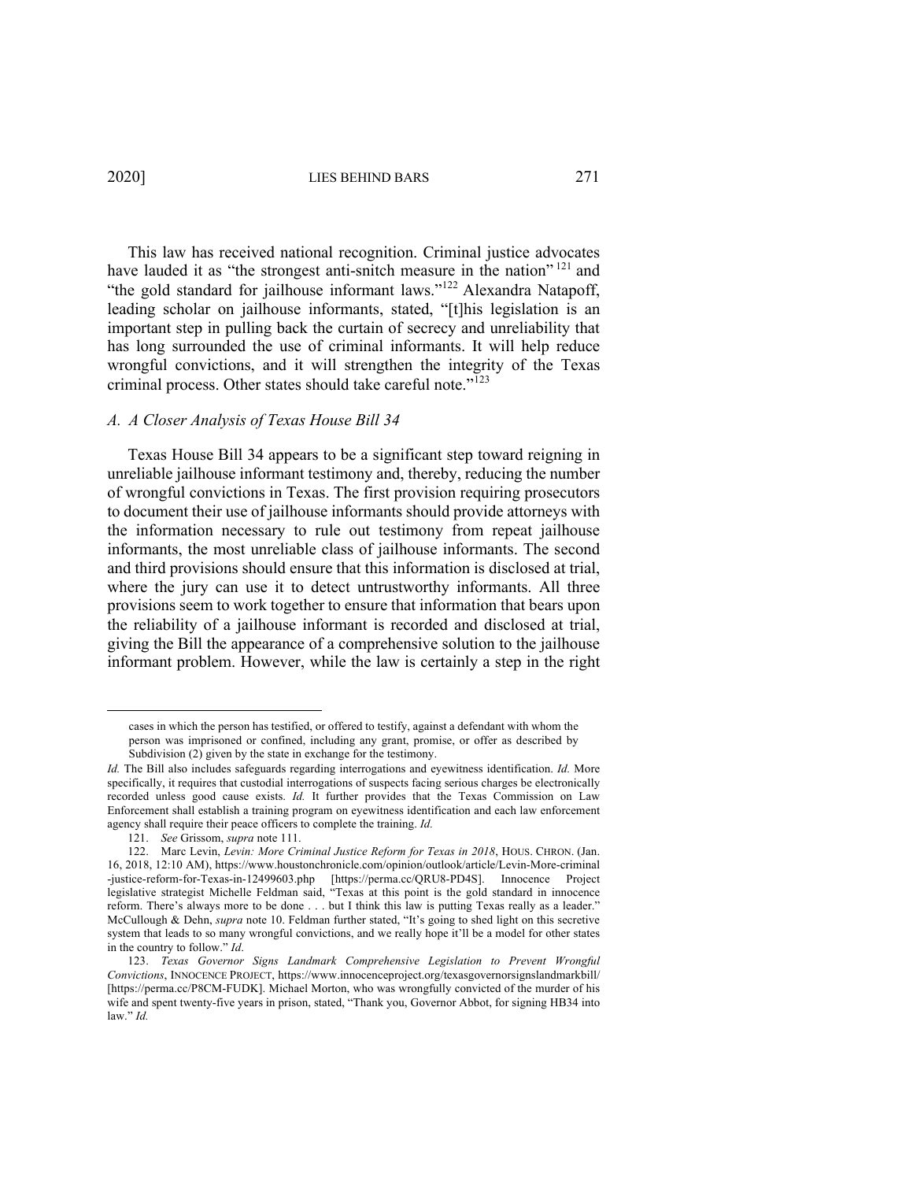This law has received national recognition. Criminal justice advocates have lauded it as "the strongest anti-snitch measure in the nation" [121] and "the gold standard for jailhouse informant laws."[122] Alexandra Natapoff, leading scholar on jailhouse informants, stated, "[t]his legislation is an important step in pulling back the curtain of secrecy and unreliability that has long surrounded the use of criminal informants. It will help reduce wrongful convictions, and it will strengthen the integrity of the Texas criminal process. Other states should take careful note."[123]

### *A. A Closer Analysis of Texas House Bill 34*

Texas House Bill 34 appears to be a significant step toward reigning in unreliable jailhouse informant testimony and, thereby, reducing the number of wrongful convictions in Texas. The first provision requiring prosecutors to document their use of jailhouse informants should provide attorneys with the information necessary to rule out testimony from repeat jailhouse informants, the most unreliable class of jailhouse informants. The second and third provisions should ensure that this information is disclosed at trial, where the jury can use it to detect untrustworthy informants. All three provisions seem to work together to ensure that information that bears upon the reliability of a jailhouse informant is recorded and disclosed at trial, giving the Bill the appearance of a comprehensive solution to the jailhouse informant problem. However, while the law is certainly a step in the right

---

> cases in which the person has testified, or offered to testify, against a defendant with whom the person was imprisoned or confined, including any grant, promise, or offer as described by Subdivision (2) given by the state in exchange for the testimony.

*Id.* The Bill also includes safeguards regarding interrogations and eyewitness identification. *Id.* More specifically, it requires that custodial interrogations of suspects facing serious charges be electronically recorded unless good cause exists. *Id.* It further provides that the Texas Commission on Law Enforcement shall establish a training program on eyewitness identification and each law enforcement agency shall require their peace officers to complete the training. *Id.*

121. *See* Grissom, *supra* note 111.

122. Marc Levin, *Levin: More Criminal Justice Reform for Texas in 2018*, HOUS. CHRON. (Jan. 16, 2018, 12:10 AM), https://www.houstonchronicle.com/opinion/outlook/article/Levin-More-criminal-justice-reform-for-Texas-in-12499603.php [https://perma.cc/QRU8-PD4S]. Innocence Project legislative strategist Michelle Feldman said, "Texas at this point is the gold standard in innocence reform. There's always more to be done . . . but I think this law is putting Texas really as a leader." McCullough & Dehn, *supra* note 10. Feldman further stated, "It's going to shed light on this secretive system that leads to so many wrongful convictions, and we really hope it'll be a model for other states in the country to follow." *Id*.

123. *Texas Governor Signs Landmark Comprehensive Legislation to Prevent Wrongful Convictions*, INNOCENCE PROJECT, https://www.innocenceproject.org/texasgovernorsignslandmarkbill/ [https://perma.cc/P8CM-FUDK]. Michael Morton, who was wrongfully convicted of the murder of his wife and spent twenty-five years in prison, stated, "Thank you, Governor Abbot, for signing HB34 into law." *Id.*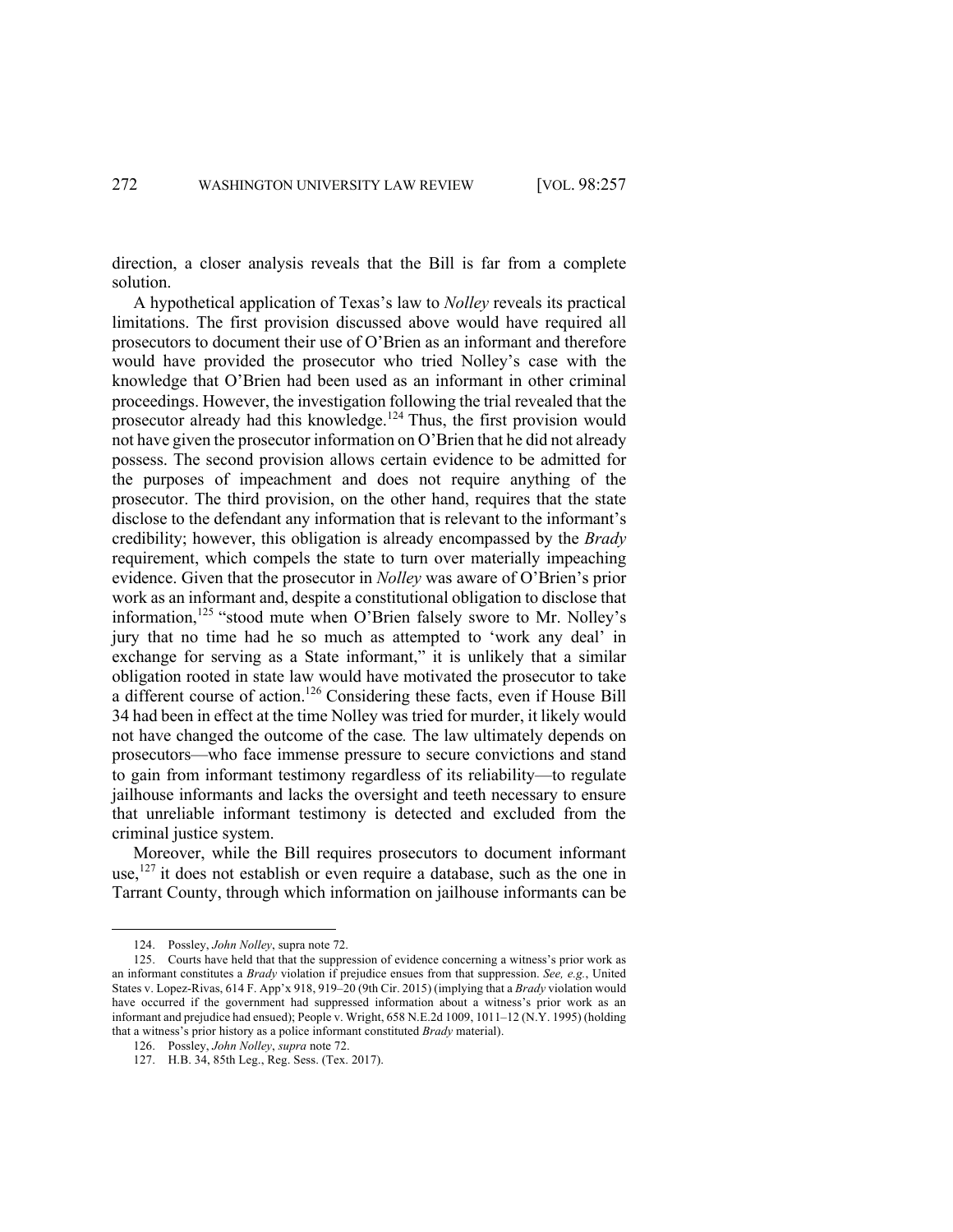direction, a closer analysis reveals that the Bill is far from a complete solution.

A hypothetical application of Texas's law to *Nolley* reveals its practical limitations. The first provision discussed above would have required all prosecutors to document their use of O'Brien as an informant and therefore would have provided the prosecutor who tried Nolley's case with the knowledge that O'Brien had been used as an informant in other criminal proceedings. However, the investigation following the trial revealed that the prosecutor already had this knowledge.[124] Thus, the first provision would not have given the prosecutor information on O'Brien that he did not already possess. The second provision allows certain evidence to be admitted for the purposes of impeachment and does not require anything of the prosecutor. The third provision, on the other hand, requires that the state disclose to the defendant any information that is relevant to the informant's credibility; however, this obligation is already encompassed by the *Brady* requirement, which compels the state to turn over materially impeaching evidence. Given that the prosecutor in *Nolley* was aware of O'Brien's prior work as an informant and, despite a constitutional obligation to disclose that information,[125] "stood mute when O'Brien falsely swore to Mr. Nolley's jury that no time had he so much as attempted to 'work any deal' in exchange for serving as a State informant," it is unlikely that a similar obligation rooted in state law would have motivated the prosecutor to take a different course of action.[126] Considering these facts, even if House Bill 34 had been in effect at the time Nolley was tried for murder, it likely would not have changed the outcome of the case. The law ultimately depends on prosecutors—who face immense pressure to secure convictions and stand to gain from informant testimony regardless of its reliability—to regulate jailhouse informants and lacks the oversight and teeth necessary to ensure that unreliable informant testimony is detected and excluded from the criminal justice system.

Moreover, while the Bill requires prosecutors to document informant use,[127] it does not establish or even require a database, such as the one in Tarrant County, through which information on jailhouse informants can be

---

124. Possley, *John Nolley*, supra note 72.

125. Courts have held that that the suppression of evidence concerning a witness's prior work as an informant constitutes a *Brady* violation if prejudice ensues from that suppression. *See, e.g.*, United States v. Lopez-Rivas, 614 F. App'x 918, 919–20 (9th Cir. 2015) (implying that a *Brady* violation would have occurred if the government had suppressed information about a witness's prior work as an informant and prejudice had ensued); People v. Wright, 658 N.E.2d 1009, 1011–12 (N.Y. 1995) (holding that a witness's prior history as a police informant constituted *Brady* material).

126. Possley, *John Nolley*, *supra* note 72.

127. H.B. 34, 85th Leg., Reg. Sess. (Tex. 2017).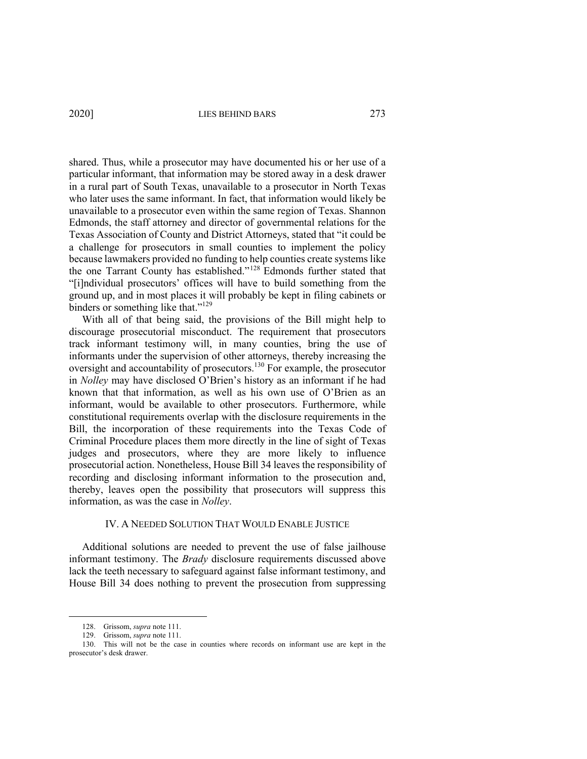shared. Thus, while a prosecutor may have documented his or her use of a particular informant, that information may be stored away in a desk drawer in a rural part of South Texas, unavailable to a prosecutor in North Texas who later uses the same informant. In fact, that information would likely be unavailable to a prosecutor even within the same region of Texas. Shannon Edmonds, the staff attorney and director of governmental relations for the Texas Association of County and District Attorneys, stated that "it could be a challenge for prosecutors in small counties to implement the policy because lawmakers provided no funding to help counties create systems like the one Tarrant County has established."[128] Edmonds further stated that "[i]ndividual prosecutors' offices will have to build something from the ground up, and in most places it will probably be kept in filing cabinets or binders or something like that."[129]

With all of that being said, the provisions of the Bill might help to discourage prosecutorial misconduct. The requirement that prosecutors track informant testimony will, in many counties, bring the use of informants under the supervision of other attorneys, thereby increasing the oversight and accountability of prosecutors.[130] For example, the prosecutor in *Nolley* may have disclosed O'Brien's history as an informant if he had known that that information, as well as his own use of O'Brien as an informant, would be available to other prosecutors. Furthermore, while constitutional requirements overlap with the disclosure requirements in the Bill, the incorporation of these requirements into the Texas Code of Criminal Procedure places them more directly in the line of sight of Texas judges and prosecutors, where they are more likely to influence prosecutorial action. Nonetheless, House Bill 34 leaves the responsibility of recording and disclosing informant information to the prosecution and, thereby, leaves open the possibility that prosecutors will suppress this information, as was the case in *Nolley*.

## IV. A Needed Solution That Would Enable Justice

Additional solutions are needed to prevent the use of false jailhouse informant testimony. The *Brady* disclosure requirements discussed above lack the teeth necessary to safeguard against false informant testimony, and House Bill 34 does nothing to prevent the prosecution from suppressing

---

128. Grissom, *supra* note 111.

129. Grissom, *supra* note 111.

130. This will not be the case in counties where records on informant use are kept in the prosecutor's desk drawer.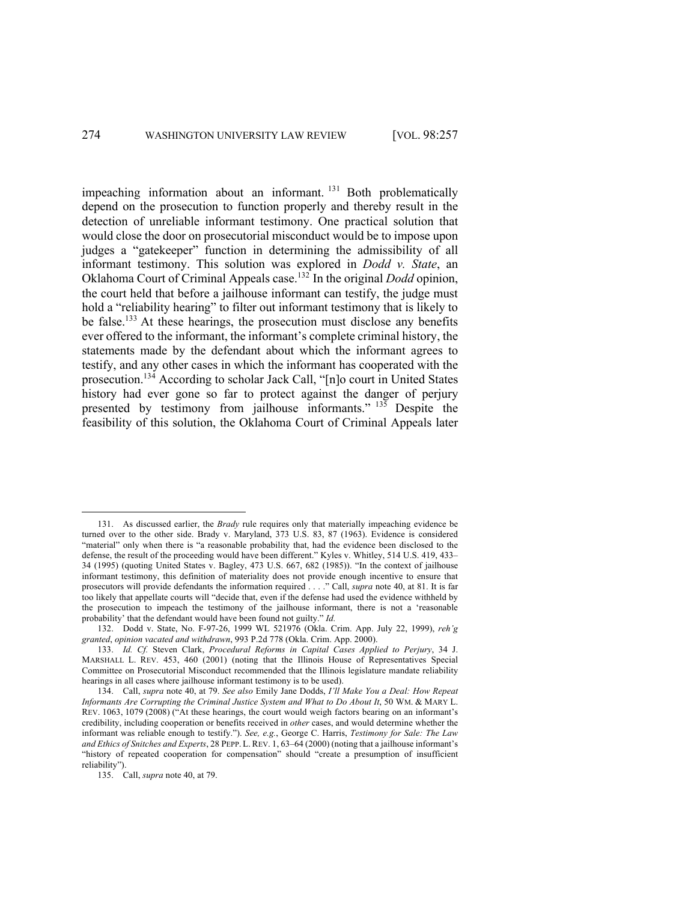impeaching information about an informant.[131] Both problematically depend on the prosecution to function properly and thereby result in the detection of unreliable informant testimony. One practical solution that would close the door on prosecutorial misconduct would be to impose upon judges a "gatekeeper" function in determining the admissibility of all informant testimony. This solution was explored in *Dodd v. State*, an Oklahoma Court of Criminal Appeals case.[132] In the original *Dodd* opinion, the court held that before a jailhouse informant can testify, the judge must hold a "reliability hearing" to filter out informant testimony that is likely to be false.[133] At these hearings, the prosecution must disclose any benefits ever offered to the informant, the informant's complete criminal history, the statements made by the defendant about which the informant agrees to testify, and any other cases in which the informant has cooperated with the prosecution.[134] According to scholar Jack Call, "[n]o court in United States history had ever gone so far to protect against the danger of perjury presented by testimony from jailhouse informants."[135] Despite the feasibility of this solution, the Oklahoma Court of Criminal Appeals later

---

131. As discussed earlier, the *Brady* rule requires only that materially impeaching evidence be turned over to the other side. Brady v. Maryland, 373 U.S. 83, 87 (1963). Evidence is considered "material" only when there is "a reasonable probability that, had the evidence been disclosed to the defense, the result of the proceeding would have been different." Kyles v. Whitley, 514 U.S. 419, 433–34 (1995) (quoting United States v. Bagley, 473 U.S. 667, 682 (1985)). "In the context of jailhouse informant testimony, this definition of materiality does not provide enough incentive to ensure that prosecutors will provide defendants the information required . . . ." Call, *supra* note 40, at 81. It is far too likely that appellate courts will "decide that, even if the defense had used the evidence withheld by the prosecution to impeach the testimony of the jailhouse informant, there is not a 'reasonable probability' that the defendant would have been found not guilty." *Id.*

132. Dodd v. State, No. F-97-26, 1999 WL 521976 (Okla. Crim. App. July 22, 1999), *reh'g granted*, *opinion vacated and withdrawn*, 993 P.2d 778 (Okla. Crim. App. 2000).

133. *Id. Cf.* Steven Clark, *Procedural Reforms in Capital Cases Applied to Perjury*, 34 J. MARSHALL L. REV. 453, 460 (2001) (noting that the Illinois House of Representatives Special Committee on Prosecutorial Misconduct recommended that the Illinois legislature mandate reliability hearings in all cases where jailhouse informant testimony is to be used).

134. Call, *supra* note 40, at 79. *See also* Emily Jane Dodds, *I'll Make You a Deal: How Repeat Informants Are Corrupting the Criminal Justice System and What to Do About It*, 50 WM. & MARY L. REV. 1063, 1079 (2008) ("At these hearings, the court would weigh factors bearing on an informant's credibility, including cooperation or benefits received in *other* cases, and would determine whether the informant was reliable enough to testify."). *See, e.g.*, George C. Harris, *Testimony for Sale: The Law and Ethics of Snitches and Experts*, 28 PEPP. L. REV. 1, 63–64 (2000) (noting that a jailhouse informant's "history of repeated cooperation for compensation" should "create a presumption of insufficient reliability").

135. Call, *supra* note 40, at 79.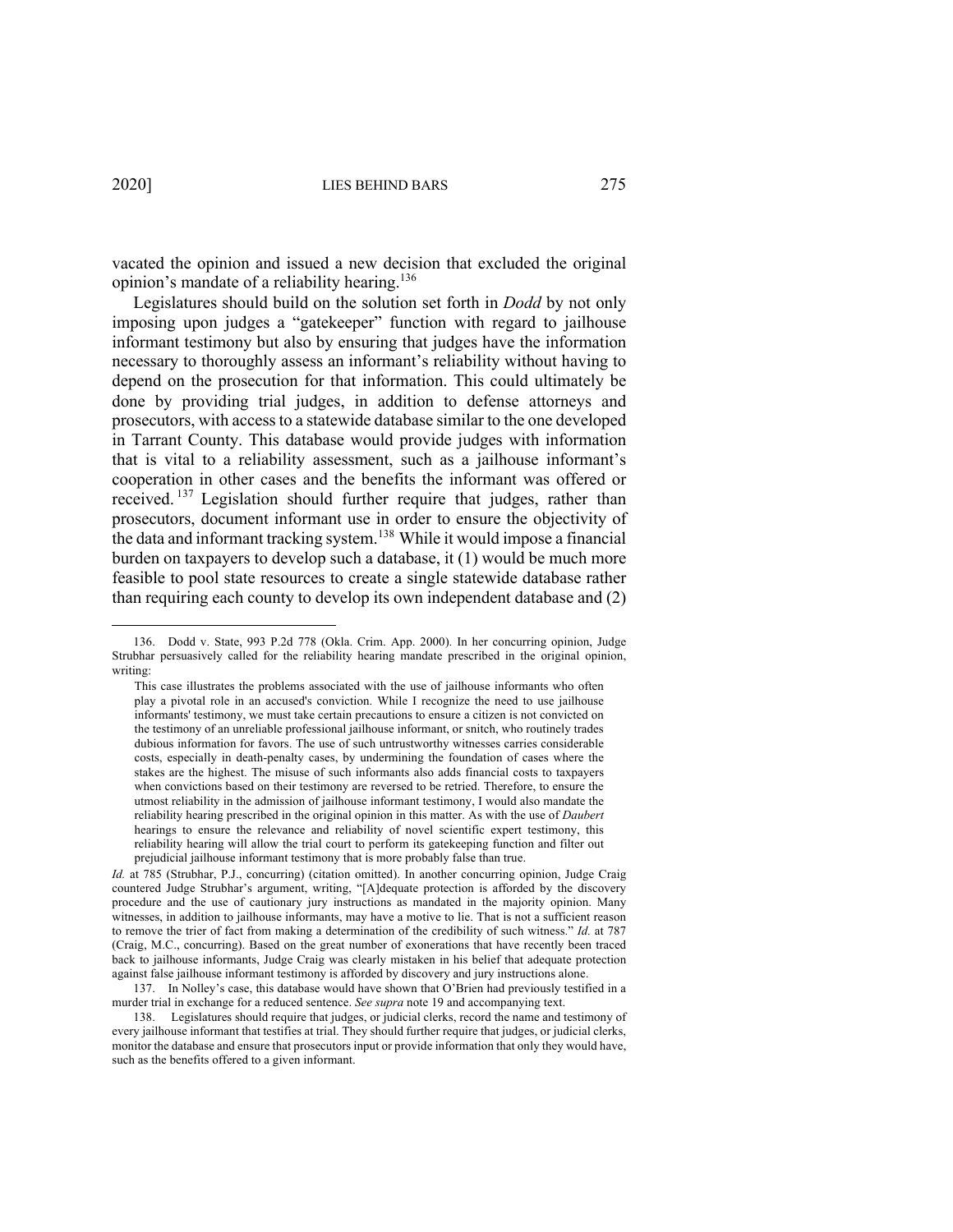vacated the opinion and issued a new decision that excluded the original opinion's mandate of a reliability hearing.[136]

Legislatures should build on the solution set forth in *Dodd* by not only imposing upon judges a "gatekeeper" function with regard to jailhouse informant testimony but also by ensuring that judges have the information necessary to thoroughly assess an informant's reliability without having to depend on the prosecution for that information. This could ultimately be done by providing trial judges, in addition to defense attorneys and prosecutors, with access to a statewide database similar to the one developed in Tarrant County. This database would provide judges with information that is vital to a reliability assessment, such as a jailhouse informant's cooperation in other cases and the benefits the informant was offered or received.[137] Legislation should further require that judges, rather than prosecutors, document informant use in order to ensure the objectivity of the data and informant tracking system.[138] While it would impose a financial burden on taxpayers to develop such a database, it (1) would be much more feasible to pool state resources to create a single statewide database rather than requiring each county to develop its own independent database and (2)

---

136. Dodd v. State, 993 P.2d 778 (Okla. Crim. App. 2000). In her concurring opinion, Judge Strubhar persuasively called for the reliability hearing mandate prescribed in the original opinion, writing:

> This case illustrates the problems associated with the use of jailhouse informants who often play a pivotal role in an accused's conviction. While I recognize the need to use jailhouse informants' testimony, we must take certain precautions to ensure a citizen is not convicted on the testimony of an unreliable professional jailhouse informant, or snitch, who routinely trades dubious information for favors. The use of such untrustworthy witnesses carries considerable costs, especially in death-penalty cases, by undermining the foundation of cases where the stakes are the highest. The misuse of such informants also adds financial costs to taxpayers when convictions based on their testimony are reversed to be retried. Therefore, to ensure the utmost reliability in the admission of jailhouse informant testimony, I would also mandate the reliability hearing prescribed in the original opinion in this matter. As with the use of *Daubert* hearings to ensure the relevance and reliability of novel scientific expert testimony, this reliability hearing will allow the trial court to perform its gatekeeping function and filter out prejudicial jailhouse informant testimony that is more probably false than true.

*Id.* at 785 (Strubhar, P.J., concurring) (citation omitted). In another concurring opinion, Judge Craig countered Judge Strubhar's argument, writing, "[A]dequate protection is afforded by the discovery procedure and the use of cautionary jury instructions as mandated in the majority opinion. Many witnesses, in addition to jailhouse informants, may have a motive to lie. That is not a sufficient reason to remove the trier of fact from making a determination of the credibility of such witness." *Id.* at 787 (Craig, M.C., concurring). Based on the great number of exonerations that have recently been traced back to jailhouse informants, Judge Craig was clearly mistaken in his belief that adequate protection against false jailhouse informant testimony is afforded by discovery and jury instructions alone.

137. In Nolley's case, this database would have shown that O'Brien had previously testified in a murder trial in exchange for a reduced sentence. *See supra* note 19 and accompanying text.

138. Legislatures should require that judges, or judicial clerks, record the name and testimony of every jailhouse informant that testifies at trial. They should further require that judges, or judicial clerks, monitor the database and ensure that prosecutors input or provide information that only they would have, such as the benefits offered to a given informant.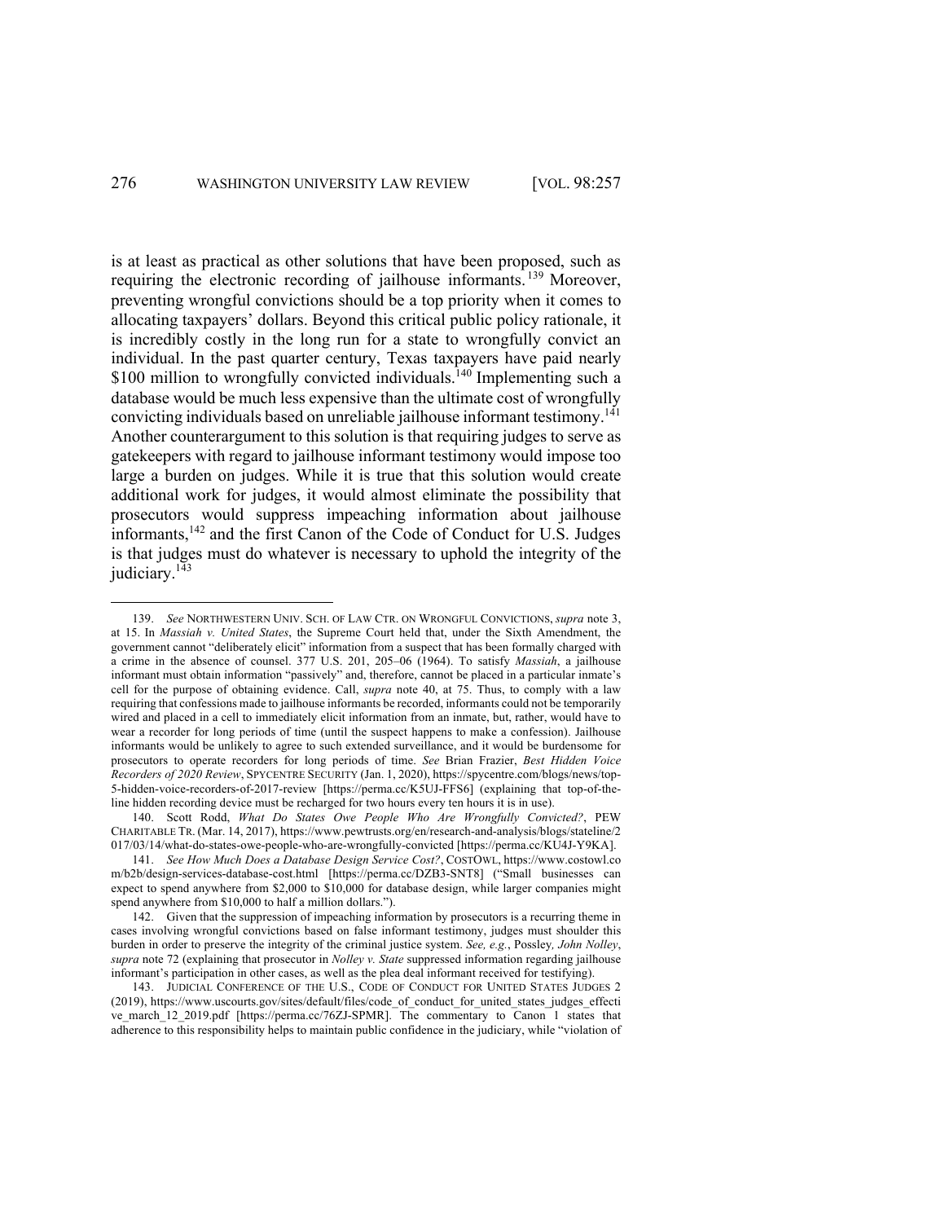is at least as practical as other solutions that have been proposed, such as requiring the electronic recording of jailhouse informants.[139] Moreover, preventing wrongful convictions should be a top priority when it comes to allocating taxpayers' dollars. Beyond this critical public policy rationale, it is incredibly costly in the long run for a state to wrongfully convict an individual. In the past quarter century, Texas taxpayers have paid nearly $100 million to wrongfully convicted individuals.[140] Implementing such a database would be much less expensive than the ultimate cost of wrongfully convicting individuals based on unreliable jailhouse informant testimony.[141] Another counterargument to this solution is that requiring judges to serve as gatekeepers with regard to jailhouse informant testimony would impose too large a burden on judges. While it is true that this solution would create additional work for judges, it would almost eliminate the possibility that prosecutors would suppress impeaching information about jailhouse informants,[142] and the first Canon of the Code of Conduct for U.S. Judges is that judges must do whatever is necessary to uphold the integrity of the judiciary.[143]

---

139. *See* NORTHWESTERN UNIV. SCH. OF LAW CTR. ON WRONGFUL CONVICTIONS, *supra* note 3, at 15. In *Massiah v. United States*, the Supreme Court held that, under the Sixth Amendment, the government cannot "deliberately elicit" information from a suspect that has been formally charged with a crime in the absence of counsel. 377 U.S. 201, 205–06 (1964). To satisfy *Massiah*, a jailhouse informant must obtain information "passively" and, therefore, cannot be placed in a particular inmate's cell for the purpose of obtaining evidence. Call, *supra* note 40, at 75. Thus, to comply with a law requiring that confessions made to jailhouse informants be recorded, informants could not be temporarily wired and placed in a cell to immediately elicit information from an inmate, but, rather, would have to wear a recorder for long periods of time (until the suspect happens to make a confession). Jailhouse informants would be unlikely to agree to such extended surveillance, and it would be burdensome for prosecutors to operate recorders for long periods of time. *See* Brian Frazier, *Best Hidden Voice Recorders of 2020 Review*, SPYCENTRE SECURITY (Jan. 1, 2020), https://spycentre.com/blogs/news/top-5-hidden-voice-recorders-of-2017-review [https://perma.cc/K5UJ-FFS6] (explaining that top-of-the-line hidden recording device must be recharged for two hours every ten hours it is in use).

140. Scott Rodd, *What Do States Owe People Who Are Wrongfully Convicted?*, PEW CHARITABLE TR. (Mar. 14, 2017), https://www.pewtrusts.org/en/research-and-analysis/blogs/stateline/2017/03/14/what-do-states-owe-people-who-are-wrongfully-convicted [https://perma.cc/KU4J-Y9KA].

141. *See How Much Does a Database Design Service Cost?*, COSTOWL, https://www.costowl.com/b2b/design-services-database-cost.html [https://perma.cc/DZB3-SNT8] ("Small businesses can expect to spend anywhere from $2,000 to $10,000 for database design, while larger companies might spend anywhere from $10,000 to half a million dollars.").

142. Given that the suppression of impeaching information by prosecutors is a recurring theme in cases involving wrongful convictions based on false informant testimony, judges must shoulder this burden in order to preserve the integrity of the criminal justice system. *See, e.g.*, Possley*, John Nolley*, *supra* note 72 (explaining that prosecutor in *Nolley v. State* suppressed information regarding jailhouse informant's participation in other cases, as well as the plea deal informant received for testifying).

143. JUDICIAL CONFERENCE OF THE U.S., CODE OF CONDUCT FOR UNITED STATES JUDGES 2 (2019), https://www.uscourts.gov/sites/default/files/code_of_conduct_for_united_states_judges_effective_march_12_2019.pdf [https://perma.cc/76ZJ-SPMR]. The commentary to Canon 1 states that adherence to this responsibility helps to maintain public confidence in the judiciary, while "violation of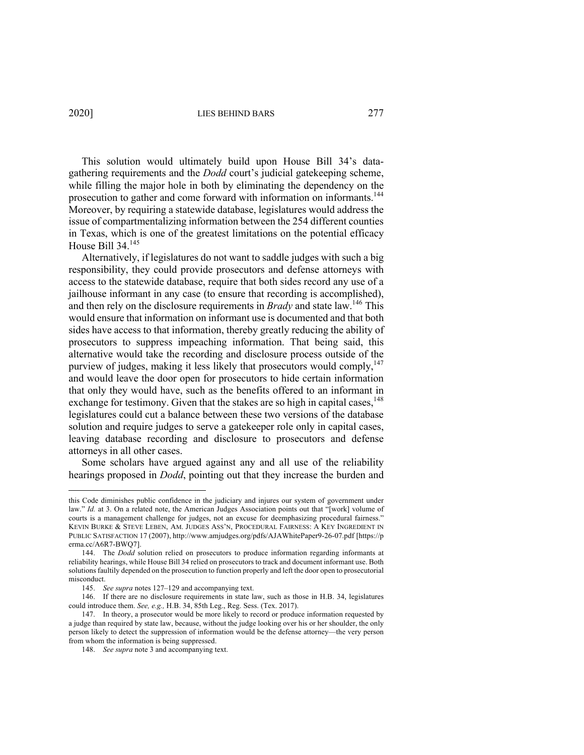This solution would ultimately build upon House Bill 34's data-gathering requirements and the *Dodd* court's judicial gatekeeping scheme, while filling the major hole in both by eliminating the dependency on the prosecution to gather and come forward with information on informants.[144] Moreover, by requiring a statewide database, legislatures would address the issue of compartmentalizing information between the 254 different counties in Texas, which is one of the greatest limitations on the potential efficacy House Bill 34.[145]

Alternatively, if legislatures do not want to saddle judges with such a big responsibility, they could provide prosecutors and defense attorneys with access to the statewide database, require that both sides record any use of a jailhouse informant in any case (to ensure that recording is accomplished), and then rely on the disclosure requirements in *Brady* and state law.[146] This would ensure that information on informant use is documented and that both sides have access to that information, thereby greatly reducing the ability of prosecutors to suppress impeaching information. That being said, this alternative would take the recording and disclosure process outside of the purview of judges, making it less likely that prosecutors would comply,[147] and would leave the door open for prosecutors to hide certain information that only they would have, such as the benefits offered to an informant in exchange for testimony. Given that the stakes are so high in capital cases,[148] legislatures could cut a balance between these two versions of the database solution and require judges to serve a gatekeeper role only in capital cases, leaving database recording and disclosure to prosecutors and defense attorneys in all other cases.

Some scholars have argued against any and all use of the reliability hearings proposed in *Dodd*, pointing out that they increase the burden and

---

this Code diminishes public confidence in the judiciary and injures our system of government under law." *Id.* at 3. On a related note, the American Judges Association points out that "[work] volume of courts is a management challenge for judges, not an excuse for deemphasizing procedural fairness." KEVIN BURKE & STEVE LEBEN, AM. JUDGES ASS'N, PROCEDURAL FAIRNESS: A KEY INGREDIENT IN PUBLIC SATISFACTION 17 (2007), http://www.amjudges.org/pdfs/AJAWhitePaper9-26-07.pdf [https://perma.cc/A6R7-BWQ7].

144. The *Dodd* solution relied on prosecutors to produce information regarding informants at reliability hearings, while House Bill 34 relied on prosecutors to track and document informant use. Both solutions faultily depended on the prosecution to function properly and left the door open to prosecutorial misconduct.

145. *See supra* notes 127–129 and accompanying text.

146. If there are no disclosure requirements in state law, such as those in H.B. 34, legislatures could introduce them. *See, e.g.,* H.B. 34, 85th Leg., Reg. Sess. (Tex. 2017).

147. In theory, a prosecutor would be more likely to record or produce information requested by a judge than required by state law, because, without the judge looking over his or her shoulder, the only person likely to detect the suppression of information would be the defense attorney—the very person from whom the information is being suppressed.

148. *See supra* note 3 and accompanying text.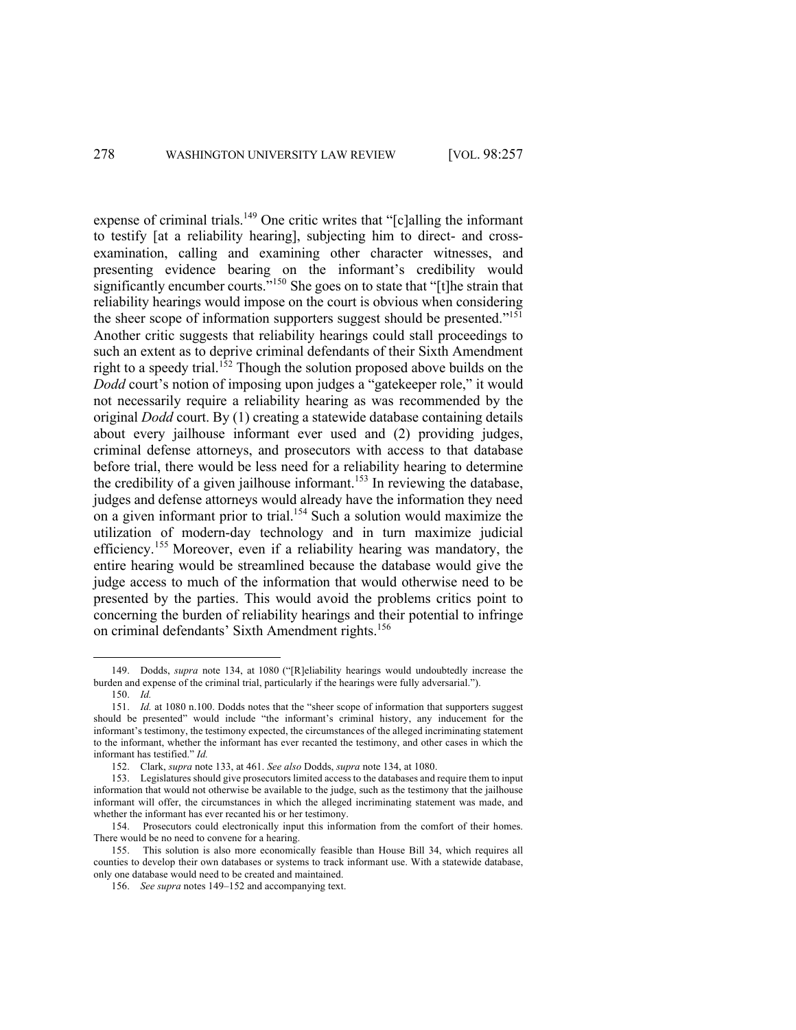expense of criminal trials.[149] One critic writes that "[c]alling the informant to testify [at a reliability hearing], subjecting him to direct- and cross-examination, calling and examining other character witnesses, and presenting evidence bearing on the informant's credibility would significantly encumber courts."[150] She goes on to state that "[t]he strain that reliability hearings would impose on the court is obvious when considering the sheer scope of information supporters suggest should be presented."[151] Another critic suggests that reliability hearings could stall proceedings to such an extent as to deprive criminal defendants of their Sixth Amendment right to a speedy trial.[152] Though the solution proposed above builds on the *Dodd* court's notion of imposing upon judges a "gatekeeper role," it would not necessarily require a reliability hearing as was recommended by the original *Dodd* court. By (1) creating a statewide database containing details about every jailhouse informant ever used and (2) providing judges, criminal defense attorneys, and prosecutors with access to that database before trial, there would be less need for a reliability hearing to determine the credibility of a given jailhouse informant.[153] In reviewing the database, judges and defense attorneys would already have the information they need on a given informant prior to trial.[154] Such a solution would maximize the utilization of modern-day technology and in turn maximize judicial efficiency.[155] Moreover, even if a reliability hearing was mandatory, the entire hearing would be streamlined because the database would give the judge access to much of the information that would otherwise need to be presented by the parties. This would avoid the problems critics point to concerning the burden of reliability hearings and their potential to infringe on criminal defendants' Sixth Amendment rights.[156]

---

149. Dodds, *supra* note 134, at 1080 ("[R]eliability hearings would undoubtedly increase the burden and expense of the criminal trial, particularly if the hearings were fully adversarial.").

150. *Id.*

151. *Id.* at 1080 n.100. Dodds notes that the "sheer scope of information that supporters suggest should be presented" would include "the informant's criminal history, any inducement for the informant's testimony, the testimony expected, the circumstances of the alleged incriminating statement to the informant, whether the informant has ever recanted the testimony, and other cases in which the informant has testified." *Id.*

152. Clark, *supra* note 133, at 461. *See also* Dodds, *supra* note 134, at 1080.

153. Legislatures should give prosecutors limited access to the databases and require them to input information that would not otherwise be available to the judge, such as the testimony that the jailhouse informant will offer, the circumstances in which the alleged incriminating statement was made, and whether the informant has ever recanted his or her testimony.

154. Prosecutors could electronically input this information from the comfort of their homes. There would be no need to convene for a hearing.

155. This solution is also more economically feasible than House Bill 34, which requires all counties to develop their own databases or systems to track informant use. With a statewide database, only one database would need to be created and maintained.

156. *See supra* notes 149–152 and accompanying text.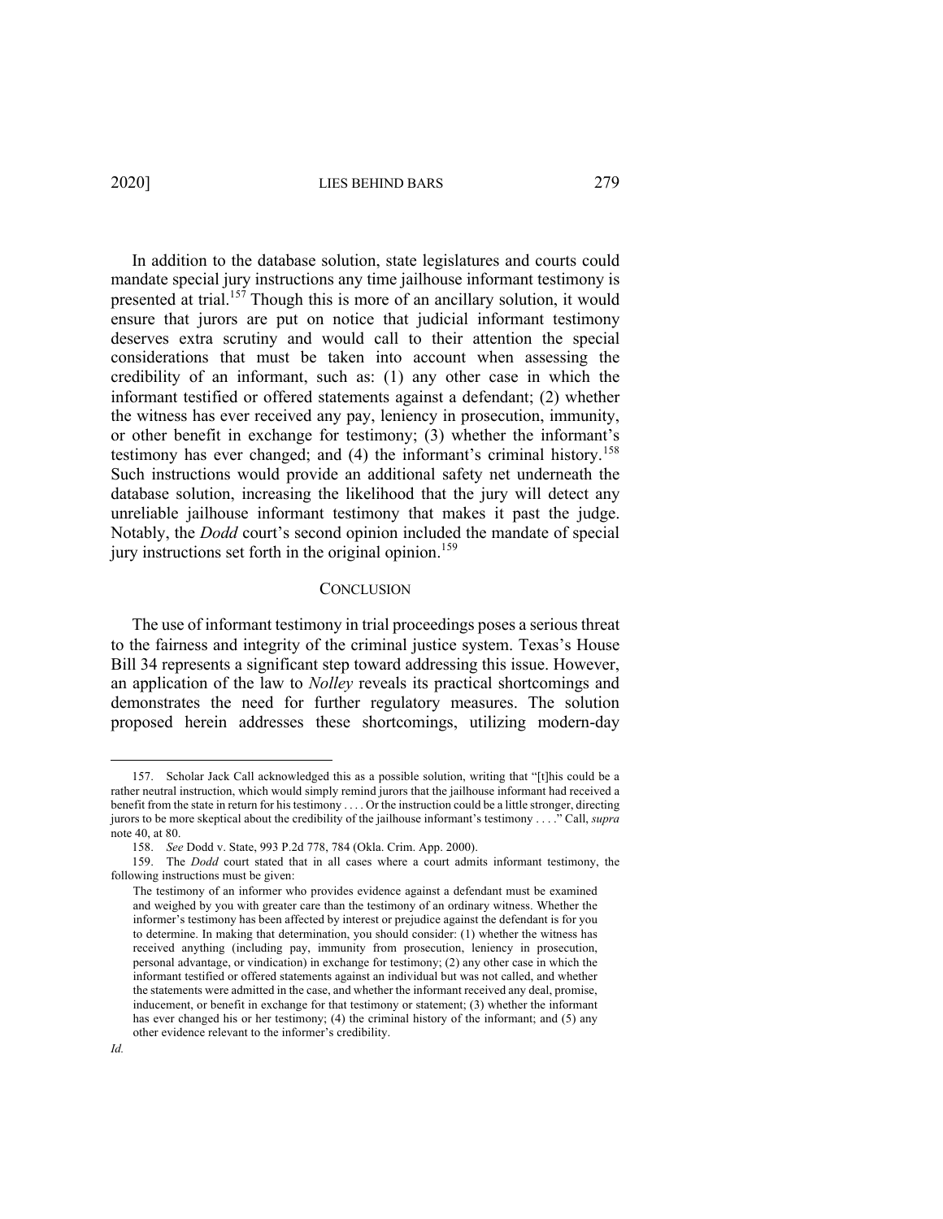In addition to the database solution, state legislatures and courts could mandate special jury instructions any time jailhouse informant testimony is presented at trial.[157] Though this is more of an ancillary solution, it would ensure that jurors are put on notice that judicial informant testimony deserves extra scrutiny and would call to their attention the special considerations that must be taken into account when assessing the credibility of an informant, such as: (1) any other case in which the informant testified or offered statements against a defendant; (2) whether the witness has ever received any pay, leniency in prosecution, immunity, or other benefit in exchange for testimony; (3) whether the informant's testimony has ever changed; and (4) the informant's criminal history.[158] Such instructions would provide an additional safety net underneath the database solution, increasing the likelihood that the jury will detect any unreliable jailhouse informant testimony that makes it past the judge. Notably, the *Dodd* court's second opinion included the mandate of special jury instructions set forth in the original opinion.[159]

## CONCLUSION

The use of informant testimony in trial proceedings poses a serious threat to the fairness and integrity of the criminal justice system. Texas's House Bill 34 represents a significant step toward addressing this issue. However, an application of the law to *Nolley* reveals its practical shortcomings and demonstrates the need for further regulatory measures. The solution proposed herein addresses these shortcomings, utilizing modern-day

---

157. Scholar Jack Call acknowledged this as a possible solution, writing that "[t]his could be a rather neutral instruction, which would simply remind jurors that the jailhouse informant had received a benefit from the state in return for his testimony . . . . Or the instruction could be a little stronger, directing jurors to be more skeptical about the credibility of the jailhouse informant's testimony . . . ." Call, *supra* note 40, at 80.

158. *See* Dodd v. State, 993 P.2d 778, 784 (Okla. Crim. App. 2000).

159. The *Dodd* court stated that in all cases where a court admits informant testimony, the following instructions must be given:

> The testimony of an informer who provides evidence against a defendant must be examined and weighed by you with greater care than the testimony of an ordinary witness. Whether the informer's testimony has been affected by interest or prejudice against the defendant is for you to determine. In making that determination, you should consider: (1) whether the witness has received anything (including pay, immunity from prosecution, leniency in prosecution, personal advantage, or vindication) in exchange for testimony; (2) any other case in which the informant testified or offered statements against an individual but was not called, and whether the statements were admitted in the case, and whether the informant received any deal, promise, inducement, or benefit in exchange for that testimony or statement; (3) whether the informant has ever changed his or her testimony; (4) the criminal history of the informant; and (5) any other evidence relevant to the informer's credibility.

*Id.*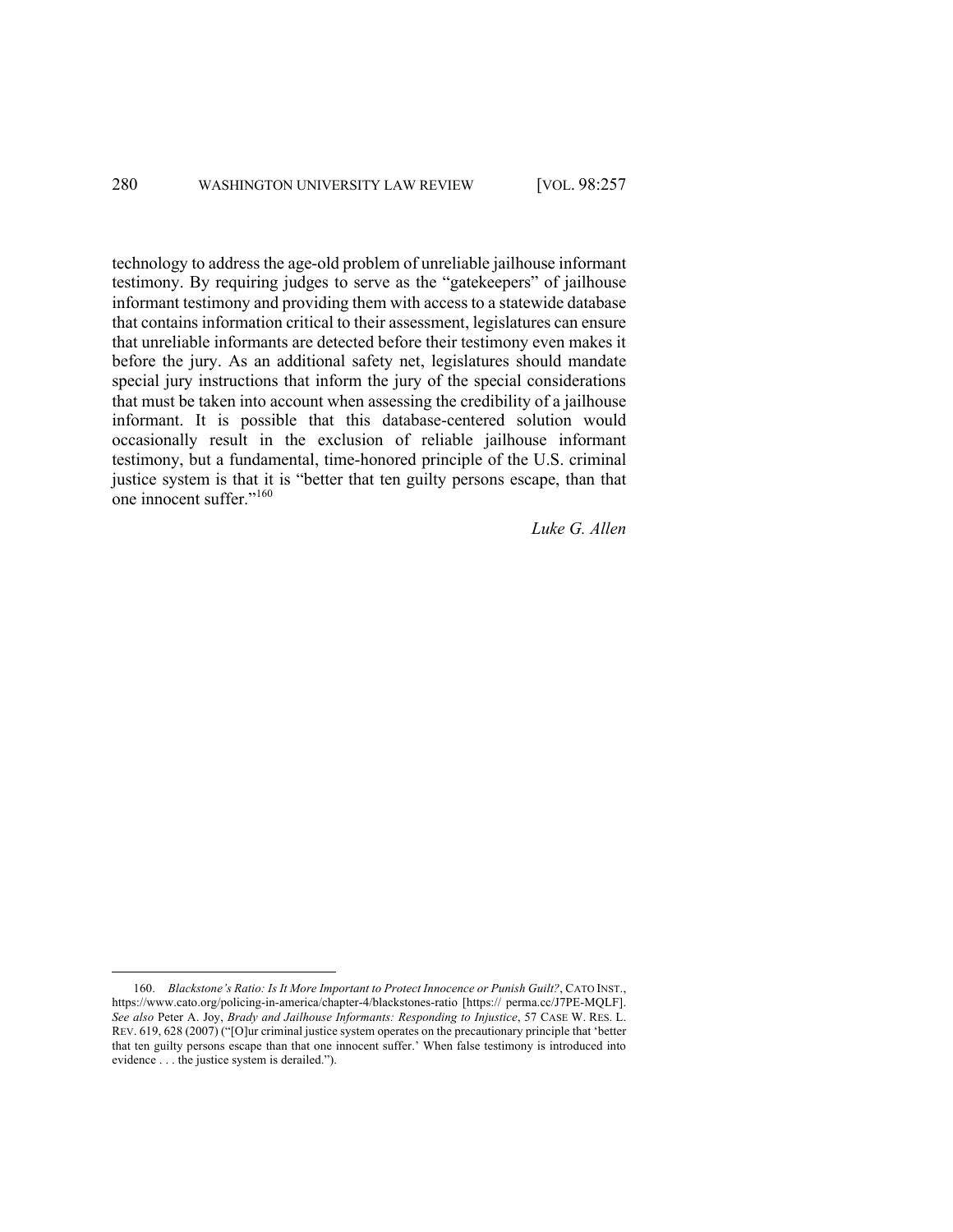technology to address the age-old problem of unreliable jailhouse informant testimony. By requiring judges to serve as the "gatekeepers" of jailhouse informant testimony and providing them with access to a statewide database that contains information critical to their assessment, legislatures can ensure that unreliable informants are detected before their testimony even makes it before the jury. As an additional safety net, legislatures should mandate special jury instructions that inform the jury of the special considerations that must be taken into account when assessing the credibility of a jailhouse informant. It is possible that this database-centered solution would occasionally result in the exclusion of reliable jailhouse informant testimony, but a fundamental, time-honored principle of the U.S. criminal justice system is that it is "better that ten guilty persons escape, than that one innocent suffer."[160]

*Luke G. Allen*

---

160. *Blackstone's Ratio: Is It More Important to Protect Innocence or Punish Guilt?*, CATO INST., https://www.cato.org/policing-in-america/chapter-4/blackstones-ratio [https:// perma.cc/J7PE-MQLF]. *See also* Peter A. Joy, *Brady and Jailhouse Informants: Responding to Injustice*, 57 CASE W. RES. L. REV. 619, 628 (2007) ("[O]ur criminal justice system operates on the precautionary principle that 'better that ten guilty persons escape than that one innocent suffer.' When false testimony is introduced into evidence . . . the justice system is derailed.").